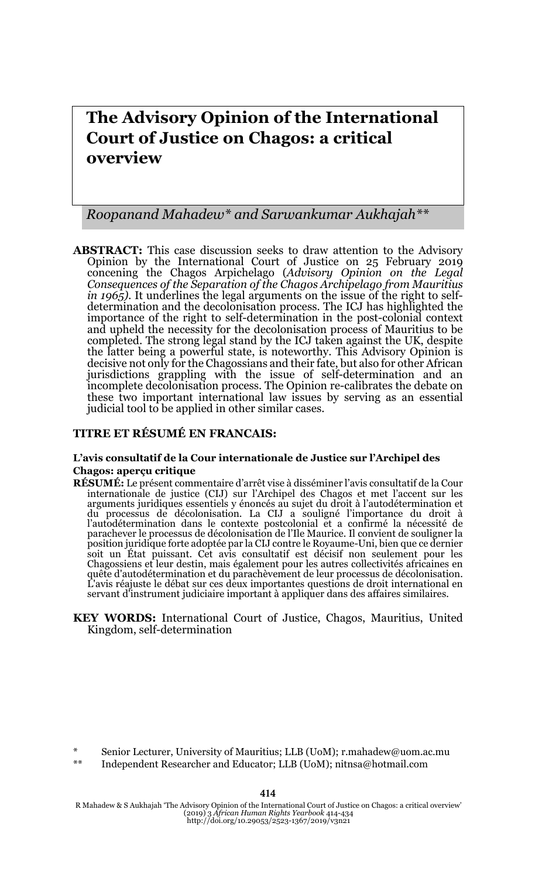# The Advisory Opinion of the International Court of Justice on Chagos: a critical overview

*Roopanand Mahadew\* and Sarwankumar Aukhajah\*\**

**ABSTRACT:** This case discussion seeks to draw attention to the Advisory Opinion by the International Court of Justice on 25 February 2019 concening the Chagos Arpichelago (*Advisory Opinion on the Legal Consequences of the Separation of the Chagos Archipelago from Mauritius in 1965)*. It underlines the legal arguments on the issue of the right to self-determination and the decolonisation process. The ICJ has highlighted the importance of the right to self-determination in the post-colonial context and upheld the necessity for the decolonisation process of Mauritius to be completed. The strong legal stand by the ICJ taken against the UK, despite the latter being a powerful state, is noteworthy. This Advisory Opinion is decisive not only for the Chagossians and their fate, but also for other African jurisdictions grappling with the issue of self-determination and an incomplete decolonisation process. The Opinion re-calibrates the debate on these two important international law issues by serving as an essential judicial tool to be applied in other similar cases.

**TITRE ET RÉSUMÉ EN FRANCAIS:**

**L'avis consultatif de la Cour internationale de Justice sur l'Archipel des Chagos: aperçu critique**

**RÉSUMÉ:** Le présent commentaire d'arrêt vise à disséminer l'avis consultatif de la Cour internationale de justice (CIJ) sur l'Archipel des Chagos et met l'accent sur les arguments juridiques essentiels y énoncés au sujet du droit à l'autodétermination et du processus de décolonisation. La CIJ a souligné l'importance du droit à l'autodétermination dans le contexte postcolonial et a confirmé la nécessité de parachever le processus de décolonisation de l'Ile Maurice. Il convient de souligner la position juridique forte adoptée par la CIJ contre le Royaume-Uni, bien que ce dernier soit un État puissant. Cet avis consultatif est décisif non seulement pour les Chagossiens et leur destin, mais également pour les autres collectivités africaines en quête d'autodétermination et du parachèvement de leur processus de décolonisation. L'avis réajuste le débat sur ces deux importantes questions de droit international en servant d'instrument judiciaire important à appliquer dans des affaires similaires.

**KEY WORDS:** International Court of Justice, Chagos, Mauritius, United Kingdom, self-determination

\* Senior Lecturer, University of Mauritius; LLB (UoM); r.mahadew@uom.ac.mu

\*\* Independent Researcher and Educator; LLB (UoM); nitnsa@hotmail.com

R Mahadew & S Aukhajah 'The Advisory Opinion of the International Court of Justice on Chagos: a critical overview' (2019) 3 *African Human Rights Yearbook* 414-434
http://doi.org/10.29053/2523-1367/2019/v3n21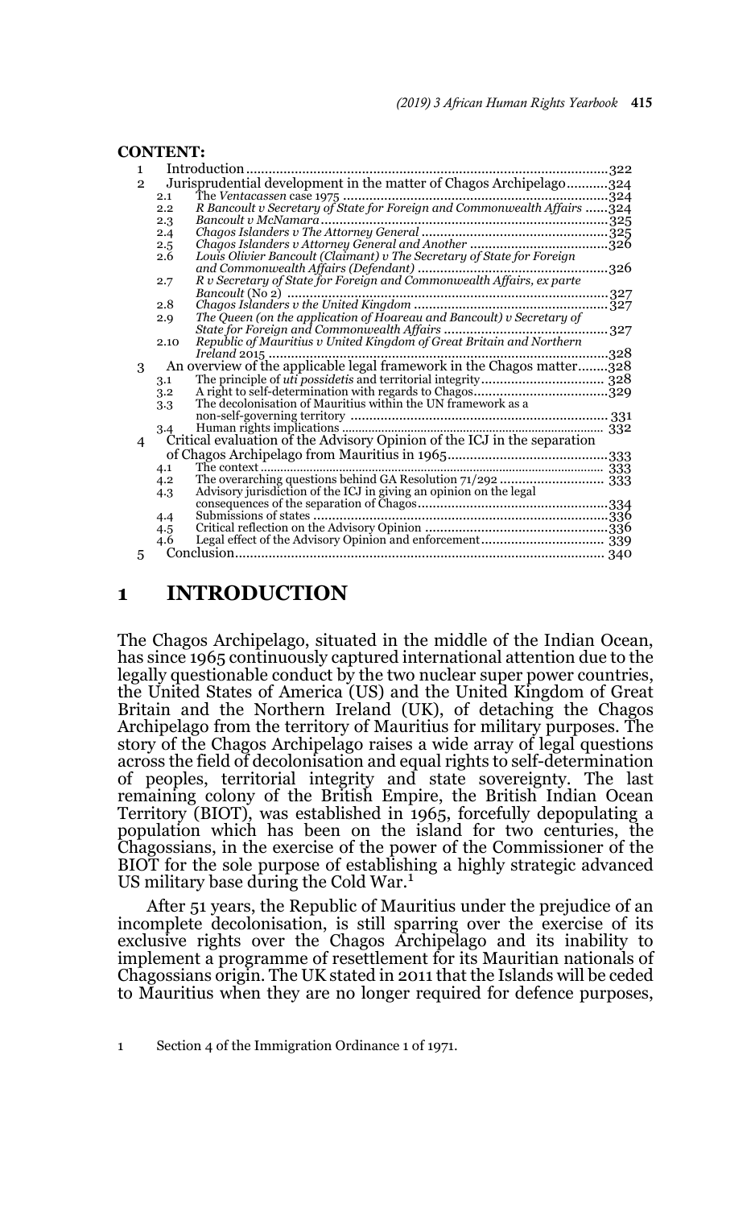**CONTENT:**

1 Introduction ....................................................................................................322
2 Jurisprudential development in the matter of Chagos Archipelago...........324
 2.1 The *Ventacassen* case 1975 ........................................................................324
 2.2 *R Bancoult v Secretary of State for Foreign and Commonwealth Affairs* ......324
 2.3 *Bancoult v McNamara*..............................................................................325
 2.4 *Chagos Islanders v The Attorney General* ..................................................325
 2.5 *Chagos Islanders v Attorney General and Another* .....................................326
 2.6 *Louis Olivier Bancoult (Claimant) v The Secretary of State for Foreign and Commonwealth Affairs (Defendant)* ..................................................326
 2.7 *R v Secretary of State for Foreign and Commonwealth Affairs, ex parte Bancoult* (No 2) ..........................................................................................327
 2.8 *Chagos Islanders v the United Kingdom* ....................................................327
 2.9 *The Queen (on the application of Hoareau and Bancoult) v Secretary of State for Foreign and Commonwealth Affairs* ............................................327
 2.10 *Republic of Mauritius v United Kingdom of Great Britain and Northern Ireland* 2015 ............................................................................................328
3 An overview of the applicable legal framework in the Chagos matter........328
 3.1 The principle of *uti possidetis* and territorial integrity................................. 328
 3.2 A right to self-determination with regards to Chagos....................................329
 3.3 The decolonisation of Mauritius within the UN framework as a non-self-governing territory ..................................................................... 331
 3.4 Human rights implications ............................................................................ 332
4 Critical evaluation of the Advisory Opinion of the ICJ in the separation of Chagos Archipelago from Mauritius in 1965...........................................333
 4.1 The context ......................................................................................................... 333
 4.2 The overarching questions behind GA Resolution 71/292 ............................ 333
 4.3 Advisory jurisdiction of the ICJ in giving an opinion on the legal consequences of the separation of Chagos...................................................334
 4.4 Submissions of states ...............................................................................336
 4.5 Critical reflection on the Advisory Opinion .................................................336
 4.6 Legal effect of the Advisory Opinion and enforcement................................. 339
5 Conclusion.................................................................................................... 340

# 1 INTRODUCTION

The Chagos Archipelago, situated in the middle of the Indian Ocean, has since 1965 continuously captured international attention due to the legally questionable conduct by the two nuclear super power countries, the United States of America (US) and the United Kingdom of Great Britain and the Northern Ireland (UK), of detaching the Chagos Archipelago from the territory of Mauritius for military purposes. The story of the Chagos Archipelago raises a wide array of legal questions across the field of decolonisation and equal rights to self-determination of peoples, territorial integrity and state sovereignty. The last remaining colony of the British Empire, the British Indian Ocean Territory (BIOT), was established in 1965, forcefully depopulating a population which has been on the island for two centuries, the Chagossians, in the exercise of the power of the Commissioner of the BIOT for the sole purpose of establishing a highly strategic advanced US military base during the Cold War.[1]

After 51 years, the Republic of Mauritius under the prejudice of an incomplete decolonisation, is still sparring over the exercise of its exclusive rights over the Chagos Archipelago and its inability to implement a programme of resettlement for its Mauritian nationals of Chagossians origin. The UK stated in 2011 that the Islands will be ceded to Mauritius when they are no longer required for defence purposes,

1 Section 4 of the Immigration Ordinance 1 of 1971.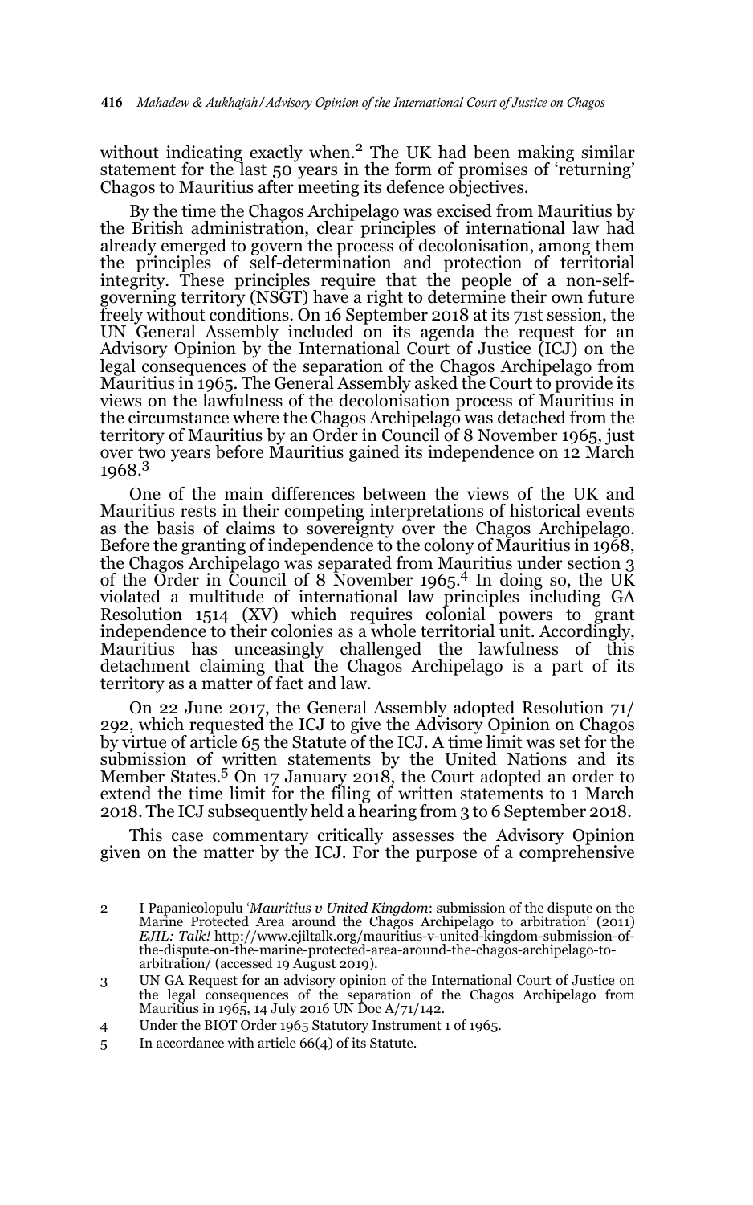without indicating exactly when.[2] The UK had been making similar statement for the last 50 years in the form of promises of 'returning' Chagos to Mauritius after meeting its defence objectives.

By the time the Chagos Archipelago was excised from Mauritius by the British administration, clear principles of international law had already emerged to govern the process of decolonisation, among them the principles of self-determination and protection of territorial integrity. These principles require that the people of a non-self-governing territory (NSGT) have a right to determine their own future freely without conditions. On 16 September 2018 at its 71st session, the UN General Assembly included on its agenda the request for an Advisory Opinion by the International Court of Justice (ICJ) on the legal consequences of the separation of the Chagos Archipelago from Mauritius in 1965. The General Assembly asked the Court to provide its views on the lawfulness of the decolonisation process of Mauritius in the circumstance where the Chagos Archipelago was detached from the territory of Mauritius by an Order in Council of 8 November 1965, just over two years before Mauritius gained its independence on 12 March 1968.[3]

One of the main differences between the views of the UK and Mauritius rests in their competing interpretations of historical events as the basis of claims to sovereignty over the Chagos Archipelago. Before the granting of independence to the colony of Mauritius in 1968, the Chagos Archipelago was separated from Mauritius under section 3 of the Order in Council of 8 November 1965.[4] In doing so, the UK violated a multitude of international law principles including GA Resolution 1514 (XV) which requires colonial powers to grant independence to their colonies as a whole territorial unit. Accordingly, Mauritius has unceasingly challenged the lawfulness of this detachment claiming that the Chagos Archipelago is a part of its territory as a matter of fact and law.

On 22 June 2017, the General Assembly adopted Resolution 71/292, which requested the ICJ to give the Advisory Opinion on Chagos by virtue of article 65 the Statute of the ICJ. A time limit was set for the submission of written statements by the United Nations and its Member States.[5] On 17 January 2018, the Court adopted an order to extend the time limit for the filing of written statements to 1 March 2018. The ICJ subsequently held a hearing from 3 to 6 September 2018.

This case commentary critically assesses the Advisory Opinion given on the matter by the ICJ. For the purpose of a comprehensive

2 I Papanicolopulu '*Mauritius v United Kingdom*: submission of the dispute on the Marine Protected Area around the Chagos Archipelago to arbitration' (2011) *EJIL: Talk!* http://www.ejiltalk.org/mauritius-v-united-kingdom-submission-of-the-dispute-on-the-marine-protected-area-around-the-chagos-archipelago-to-arbitration/ (accessed 19 August 2019).

3 UN GA Request for an advisory opinion of the International Court of Justice on the legal consequences of the separation of the Chagos Archipelago from Mauritius in 1965, 14 July 2016 UN Doc A/71/142.

4 Under the BIOT Order 1965 Statutory Instrument 1 of 1965.

5 In accordance with article 66(4) of its Statute.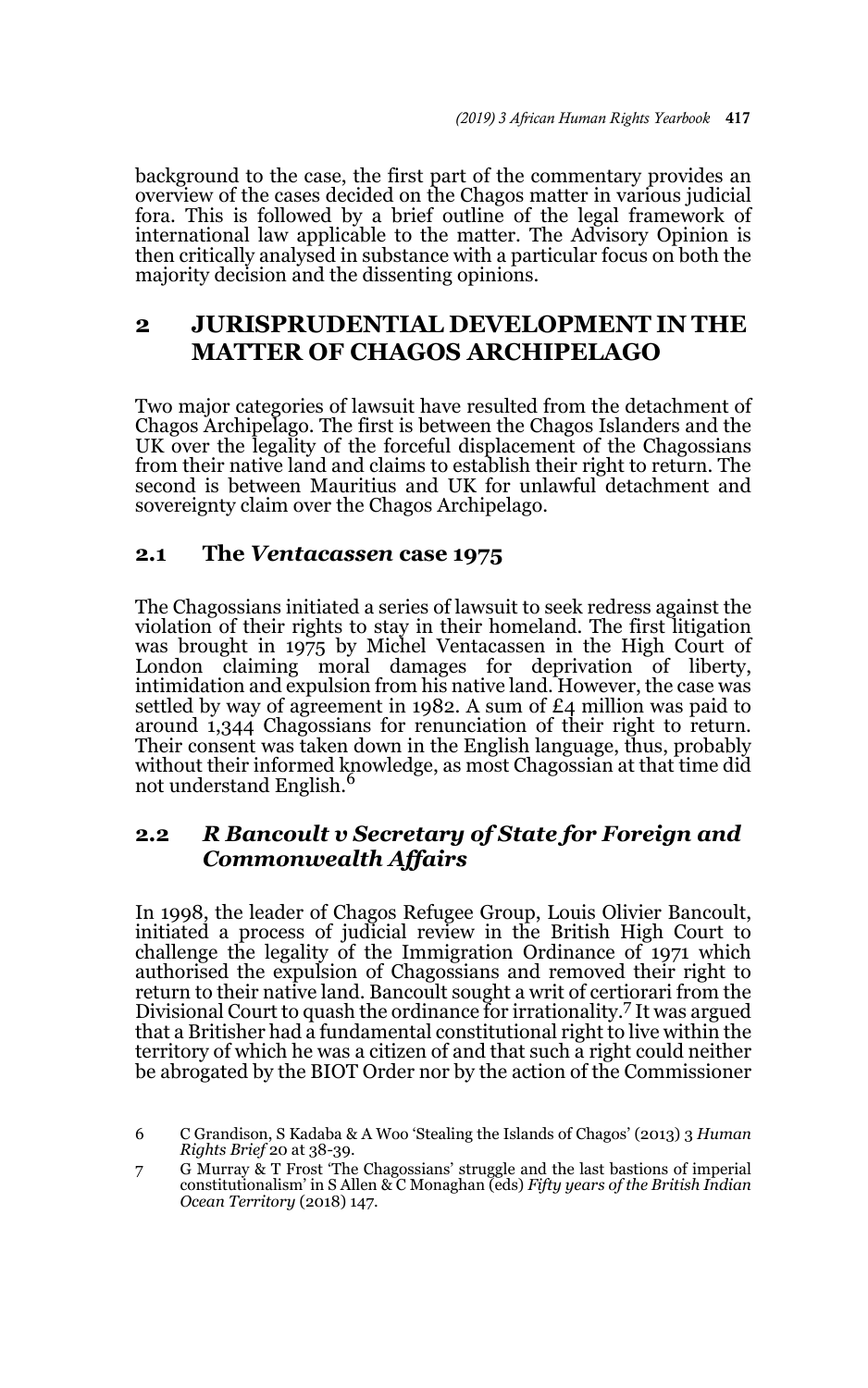background to the case, the first part of the commentary provides an overview of the cases decided on the Chagos matter in various judicial fora. This is followed by a brief outline of the legal framework of international law applicable to the matter. The Advisory Opinion is then critically analysed in substance with a particular focus on both the majority decision and the dissenting opinions.

## 2 JURISPRUDENTIAL DEVELOPMENT IN THE MATTER OF CHAGOS ARCHIPELAGO

Two major categories of lawsuit have resulted from the detachment of Chagos Archipelago. The first is between the Chagos Islanders and the UK over the legality of the forceful displacement of the Chagossians from their native land and claims to establish their right to return. The second is between Mauritius and UK for unlawful detachment and sovereignty claim over the Chagos Archipelago.

### 2.1 The *Ventacassen* case 1975

The Chagossians initiated a series of lawsuit to seek redress against the violation of their rights to stay in their homeland. The first litigation was brought in 1975 by Michel Ventacassen in the High Court of London claiming moral damages for deprivation of liberty, intimidation and expulsion from his native land. However, the case was settled by way of agreement in 1982. A sum of £4 million was paid to around 1,344 Chagossians for renunciation of their right to return. Their consent was taken down in the English language, thus, probably without their informed knowledge, as most Chagossian at that time did not understand English.[6]

### 2.2 *R Bancoult v Secretary of State for Foreign and Commonwealth Affairs*

In 1998, the leader of Chagos Refugee Group, Louis Olivier Bancoult, initiated a process of judicial review in the British High Court to challenge the legality of the Immigration Ordinance of 1971 which authorised the expulsion of Chagossians and removed their right to return to their native land. Bancoult sought a writ of certiorari from the Divisional Court to quash the ordinance for irrationality.[7] It was argued that a Britisher had a fundamental constitutional right to live within the territory of which he was a citizen of and that such a right could neither be abrogated by the BIOT Order nor by the action of the Commissioner

6 C Grandison, S Kadaba & A Woo 'Stealing the Islands of Chagos' (2013) 3 *Human Rights Brief* 20 at 38-39.

7 G Murray & T Frost 'The Chagossians' struggle and the last bastions of imperial constitutionalism' in S Allen & C Monaghan (eds) *Fifty years of the British Indian Ocean Territory* (2018) 147.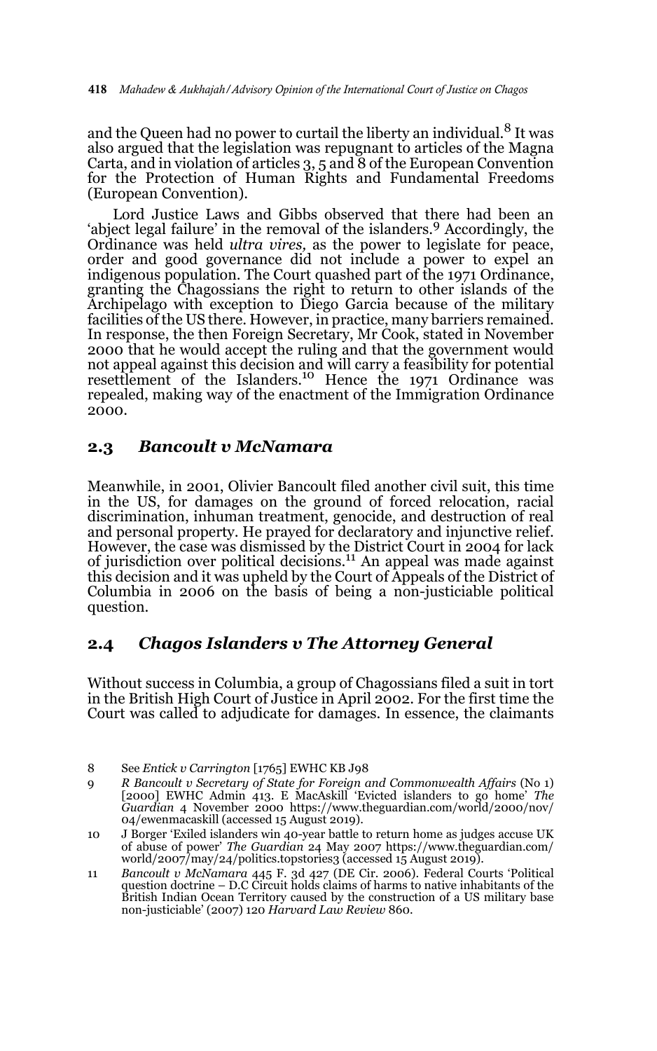and the Queen had no power to curtail the liberty an individual.[8] It was also argued that the legislation was repugnant to articles of the Magna Carta, and in violation of articles 3, 5 and 8 of the European Convention for the Protection of Human Rights and Fundamental Freedoms (European Convention).

Lord Justice Laws and Gibbs observed that there had been an 'abject legal failure' in the removal of the islanders.[9] Accordingly, the Ordinance was held *ultra vires,* as the power to legislate for peace, order and good governance did not include a power to expel an indigenous population. The Court quashed part of the 1971 Ordinance, granting the Chagossians the right to return to other islands of the Archipelago with exception to Diego Garcia because of the military facilities of the US there. However, in practice, many barriers remained. In response, the then Foreign Secretary, Mr Cook, stated in November 2000 that he would accept the ruling and that the government would not appeal against this decision and will carry a feasibility for potential resettlement of the Islanders.[10] Hence the 1971 Ordinance was repealed, making way of the enactment of the Immigration Ordinance 2000.

## 2.3 *Bancoult v McNamara*

Meanwhile, in 2001, Olivier Bancoult filed another civil suit, this time in the US, for damages on the ground of forced relocation, racial discrimination, inhuman treatment, genocide, and destruction of real and personal property. He prayed for declaratory and injunctive relief. However, the case was dismissed by the District Court in 2004 for lack of jurisdiction over political decisions.[11] An appeal was made against this decision and it was upheld by the Court of Appeals of the District of Columbia in 2006 on the basis of being a non-justiciable political question.

## 2.4 *Chagos Islanders v The Attorney General*

Without success in Columbia, a group of Chagossians filed a suit in tort in the British High Court of Justice in April 2002. For the first time the Court was called to adjudicate for damages. In essence, the claimants

---

8 See *Entick v Carrington* [1765] EWHC KB J98

9 *R Bancoult v Secretary of State for Foreign and Commonwealth Affairs* (No 1) [2000] EWHC Admin 413. E MacAskill 'Evicted islanders to go home' *The Guardian* 4 November 2000 https://www.theguardian.com/world/2000/nov/04/ewenmacaskill (accessed 15 August 2019).

10 J Borger 'Exiled islanders win 40-year battle to return home as judges accuse UK of abuse of power' *The Guardian* 24 May 2007 https://www.theguardian.com/world/2007/may/24/politics.topstories3 (accessed 15 August 2019).

11 *Bancoult v McNamara* 445 F. 3d 427 (DE Cir. 2006). Federal Courts 'Political question doctrine – D.C Circuit holds claims of harms to native inhabitants of the British Indian Ocean Territory caused by the construction of a US military base non-justiciable' (2007) 120 *Harvard Law Review* 860.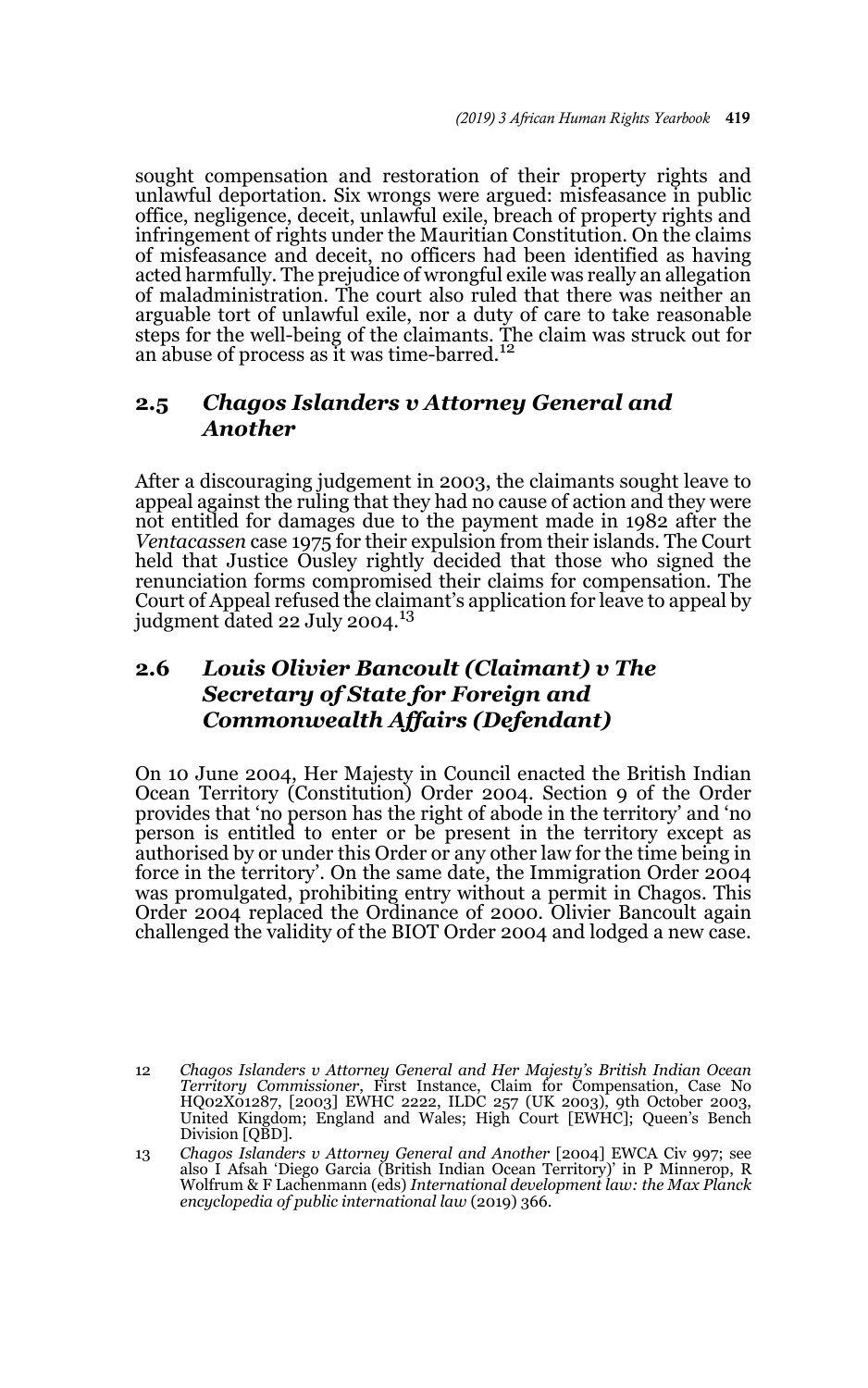sought compensation and restoration of their property rights and unlawful deportation. Six wrongs were argued: misfeasance in public office, negligence, deceit, unlawful exile, breach of property rights and infringement of rights under the Mauritian Constitution. On the claims of misfeasance and deceit, no officers had been identified as having acted harmfully. The prejudice of wrongful exile was really an allegation of maladministration. The court also ruled that there was neither an arguable tort of unlawful exile, nor a duty of care to take reasonable steps for the well-being of the claimants. The claim was struck out for an abuse of process as it was time-barred.[12]

## 2.5 *Chagos Islanders v Attorney General and Another*

After a discouraging judgement in 2003, the claimants sought leave to appeal against the ruling that they had no cause of action and they were not entitled for damages due to the payment made in 1982 after the *Ventacassen* case 1975 for their expulsion from their islands. The Court held that Justice Ousley rightly decided that those who signed the renunciation forms compromised their claims for compensation. The Court of Appeal refused the claimant's application for leave to appeal by judgment dated 22 July 2004.[13]

## 2.6 *Louis Olivier Bancoult (Claimant) v The Secretary of State for Foreign and Commonwealth Affairs (Defendant)*

On 10 June 2004, Her Majesty in Council enacted the British Indian Ocean Territory (Constitution) Order 2004. Section 9 of the Order provides that 'no person has the right of abode in the territory' and 'no person is entitled to enter or be present in the territory except as authorised by or under this Order or any other law for the time being in force in the territory'. On the same date, the Immigration Order 2004 was promulgated, prohibiting entry without a permit in Chagos. This Order 2004 replaced the Ordinance of 2000. Olivier Bancoult again challenged the validity of the BIOT Order 2004 and lodged a new case.

12 *Chagos Islanders v Attorney General and Her Majesty's British Indian Ocean Territory Commissioner*, First Instance, Claim for Compensation, Case No HQ02X01287, [2003] EWHC 2222, ILDC 257 (UK 2003), 9th October 2003, United Kingdom; England and Wales; High Court [EWHC]; Queen's Bench Division [QBD].

13 *Chagos Islanders v Attorney General and Another* [2004] EWCA Civ 997; see also I Afsah 'Diego Garcia (British Indian Ocean Territory)' in P Minnerop, R Wolfrum & F Lachenmann (eds) *International development law: the Max Planck encyclopedia of public international law* (2019) 366.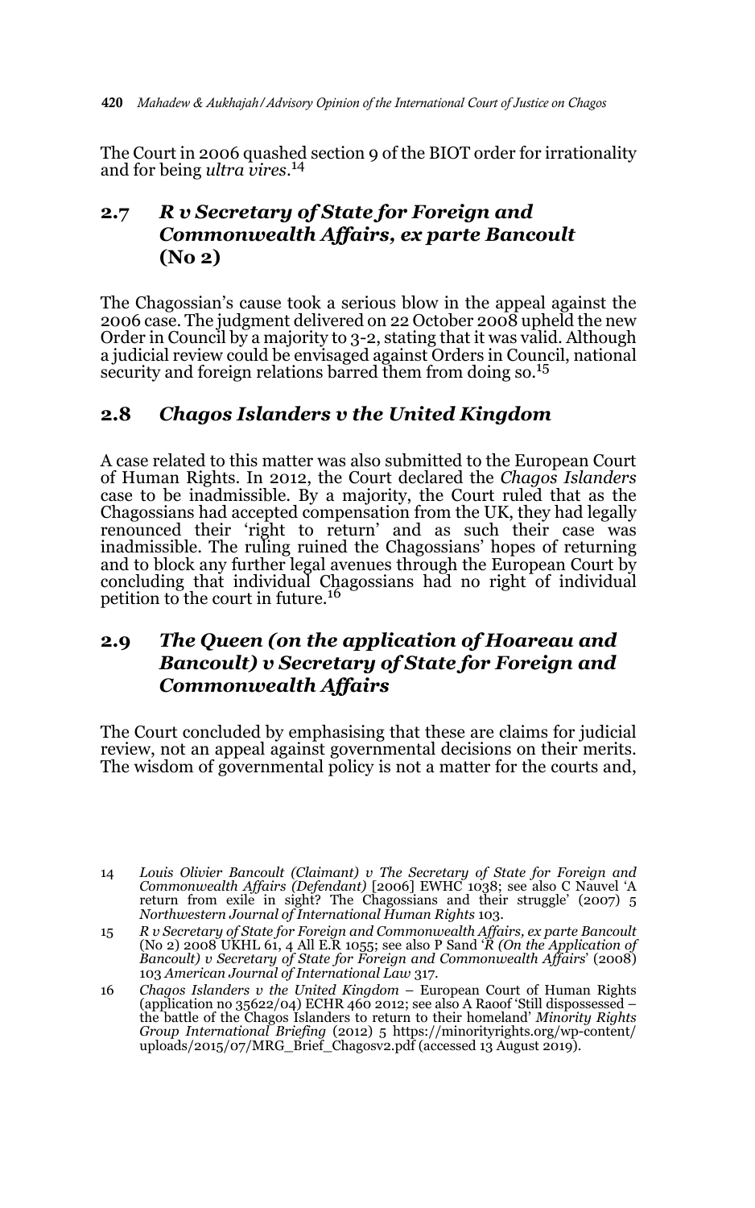The Court in 2006 quashed section 9 of the BIOT order for irrationality and for being *ultra vires*.[14]

## 2.7 *R v Secretary of State for Foreign and Commonwealth Affairs, ex parte Bancoult* (No 2)

The Chagossian's cause took a serious blow in the appeal against the 2006 case. The judgment delivered on 22 October 2008 upheld the new Order in Council by a majority to 3-2, stating that it was valid. Although a judicial review could be envisaged against Orders in Council, national security and foreign relations barred them from doing so.[15]

## 2.8 *Chagos Islanders v the United Kingdom*

A case related to this matter was also submitted to the European Court of Human Rights. In 2012, the Court declared the *Chagos Islanders* case to be inadmissible. By a majority, the Court ruled that as the Chagossians had accepted compensation from the UK, they had legally renounced their 'right to return' and as such their case was inadmissible. The ruling ruined the Chagossians' hopes of returning and to block any further legal avenues through the European Court by concluding that individual Chagossians had no right of individual petition to the court in future.[16]

## 2.9 *The Queen (on the application of Hoareau and Bancoult) v Secretary of State for Foreign and Commonwealth Affairs*

The Court concluded by emphasising that these are claims for judicial review, not an appeal against governmental decisions on their merits. The wisdom of governmental policy is not a matter for the courts and,

---

14 *Louis Olivier Bancoult (Claimant) v The Secretary of State for Foreign and Commonwealth Affairs (Defendant)* [2006] EWHC 1038; see also C Nauvel 'A return from exile in sight? The Chagossians and their struggle' (2007) 5 *Northwestern Journal of International Human Rights* 103.

15 *R v Secretary of State for Foreign and Commonwealth Affairs, ex parte Bancoult* (No 2) 2008 UKHL 61, 4 All E.R 1055; see also P Sand '*R (On the Application of Bancoult) v Secretary of State for Foreign and Commonwealth Affairs*' (2008) 103 *American Journal of International Law* 317.

16 *Chagos Islanders v the United Kingdom* – European Court of Human Rights (application no 35622/04) ECHR 460 2012; see also A Raoof 'Still dispossessed – the battle of the Chagos Islanders to return to their homeland' *Minority Rights Group International Briefing* (2012) 5 https://minorityrights.org/wp-content/uploads/2015/07/MRG_Brief_Chagosv2.pdf (accessed 13 August 2019).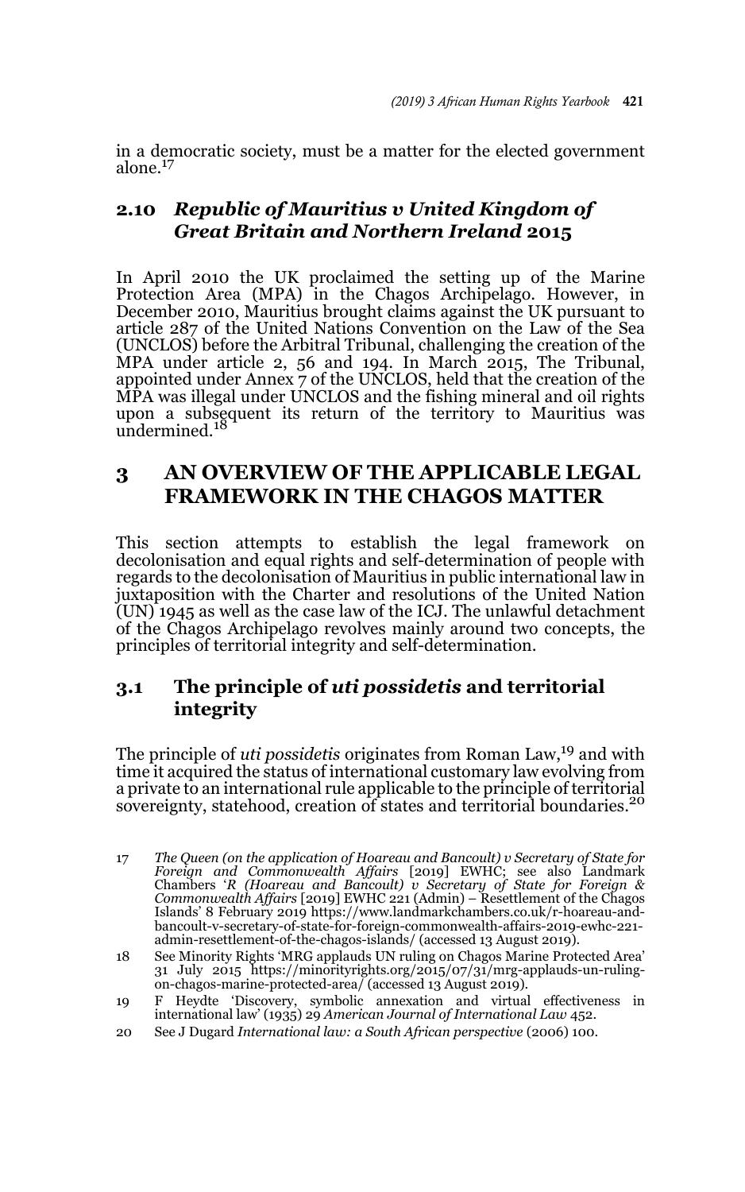in a democratic society, must be a matter for the elected government alone.[17]

### 2.10 *Republic of Mauritius v United Kingdom of Great Britain and Northern Ireland* 2015

In April 2010 the UK proclaimed the setting up of the Marine Protection Area (MPA) in the Chagos Archipelago. However, in December 2010, Mauritius brought claims against the UK pursuant to article 287 of the United Nations Convention on the Law of the Sea (UNCLOS) before the Arbitral Tribunal, challenging the creation of the MPA under article 2, 56 and 194. In March 2015, The Tribunal, appointed under Annex 7 of the UNCLOS, held that the creation of the MPA was illegal under UNCLOS and the fishing mineral and oil rights upon a subsequent its return of the territory to Mauritius was undermined.[18]

## 3 AN OVERVIEW OF THE APPLICABLE LEGAL FRAMEWORK IN THE CHAGOS MATTER

This section attempts to establish the legal framework on decolonisation and equal rights and self-determination of people with regards to the decolonisation of Mauritius in public international law in juxtaposition with the Charter and resolutions of the United Nation (UN) 1945 as well as the case law of the ICJ. The unlawful detachment of the Chagos Archipelago revolves mainly around two concepts, the principles of territorial integrity and self-determination.

### 3.1 The principle of *uti possidetis* and territorial integrity

The principle of *uti possidetis* originates from Roman Law,[19] and with time it acquired the status of international customary law evolving from a private to an international rule applicable to the principle of territorial sovereignty, statehood, creation of states and territorial boundaries.[20]

---

17 *The Queen (on the application of Hoareau and Bancoult) v Secretary of State for Foreign and Commonwealth Affairs* [2019] EWHC; see also Landmark Chambers '*R (Hoareau and Bancoult) v Secretary of State for Foreign & Commonwealth Affairs* [2019] EWHC 221 (Admin) – Resettlement of the Chagos Islands' 8 February 2019 https://www.landmarkchambers.co.uk/r-hoareau-and-bancoult-v-secretary-of-state-for-foreign-commonwealth-affairs-2019-ewhc-221-admin-resettlement-of-the-chagos-islands/ (accessed 13 August 2019).

18 See Minority Rights 'MRG applauds UN ruling on Chagos Marine Protected Area' 31 July 2015 https://minorityrights.org/2015/07/31/mrg-applauds-un-ruling-on-chagos-marine-protected-area/ (accessed 13 August 2019).

19 F Heydte 'Discovery, symbolic annexation and virtual effectiveness in international law' (1935) 29 *American Journal of International Law* 452.

20 See J Dugard *International law: a South African perspective* (2006) 100.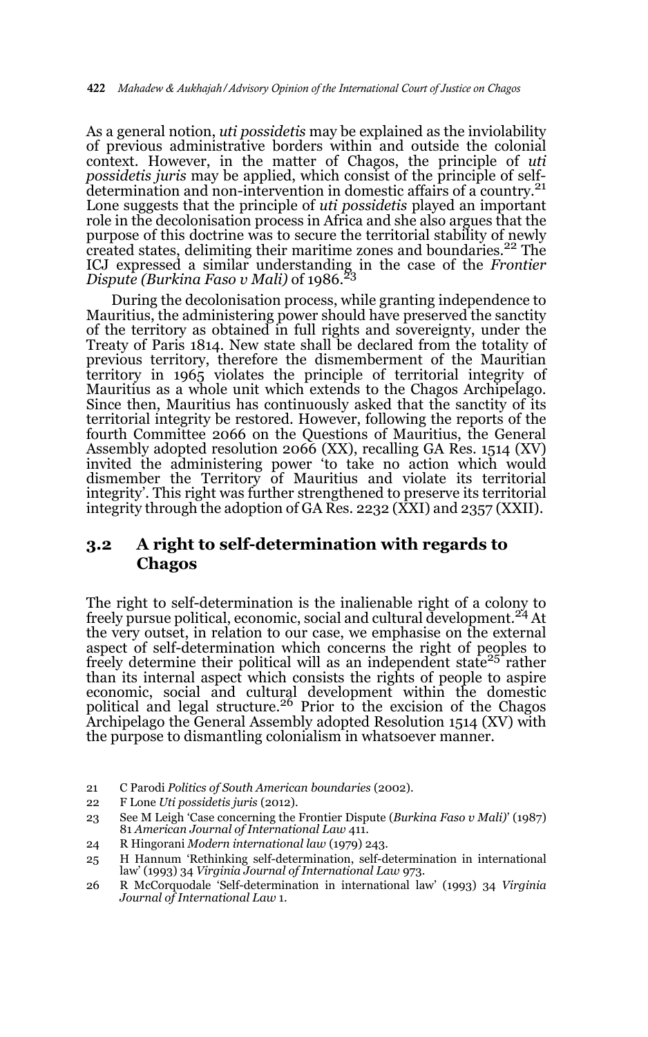As a general notion, *uti possidetis* may be explained as the inviolability of previous administrative borders within and outside the colonial context. However, in the matter of Chagos, the principle of *uti possidetis juris* may be applied, which consist of the principle of self-determination and non-intervention in domestic affairs of a country.[21] Lone suggests that the principle of *uti possidetis* played an important role in the decolonisation process in Africa and she also argues that the purpose of this doctrine was to secure the territorial stability of newly created states, delimiting their maritime zones and boundaries.[22] The ICJ expressed a similar understanding in the case of the *Frontier Dispute (Burkina Faso v Mali)* of 1986.[23]

During the decolonisation process, while granting independence to Mauritius, the administering power should have preserved the sanctity of the territory as obtained in full rights and sovereignty, under the Treaty of Paris 1814. New state shall be declared from the totality of previous territory, therefore the dismemberment of the Mauritian territory in 1965 violates the principle of territorial integrity of Mauritius as a whole unit which extends to the Chagos Archipelago. Since then, Mauritius has continuously asked that the sanctity of its territorial integrity be restored. However, following the reports of the fourth Committee 2066 on the Questions of Mauritius, the General Assembly adopted resolution 2066 (XX), recalling GA Res. 1514 (XV) invited the administering power 'to take no action which would dismember the Territory of Mauritius and violate its territorial integrity'. This right was further strengthened to preserve its territorial integrity through the adoption of GA Res. 2232 (XXI) and 2357 (XXII).

## 3.2 A right to self-determination with regards to Chagos

The right to self-determination is the inalienable right of a colony to freely pursue political, economic, social and cultural development.[24] At the very outset, in relation to our case, we emphasise on the external aspect of self-determination which concerns the right of peoples to freely determine their political will as an independent state[25] rather than its internal aspect which consists the rights of people to aspire economic, social and cultural development within the domestic political and legal structure.[26] Prior to the excision of the Chagos Archipelago the General Assembly adopted Resolution 1514 (XV) with the purpose to dismantling colonialism in whatsoever manner.

21 C Parodi *Politics of South American boundaries* (2002).

22 F Lone *Uti possidetis juris* (2012).

23 See M Leigh 'Case concerning the Frontier Dispute (*Burkina Faso v Mali*)' (1987) 81 *American Journal of International Law* 411.

24 R Hingorani *Modern international law* (1979) 243.

25 H Hannum 'Rethinking self-determination, self-determination in international law' (1993) 34 *Virginia Journal of International Law* 973.

26 R McCorquodale 'Self-determination in international law' (1993) 34 *Virginia Journal of International Law* 1.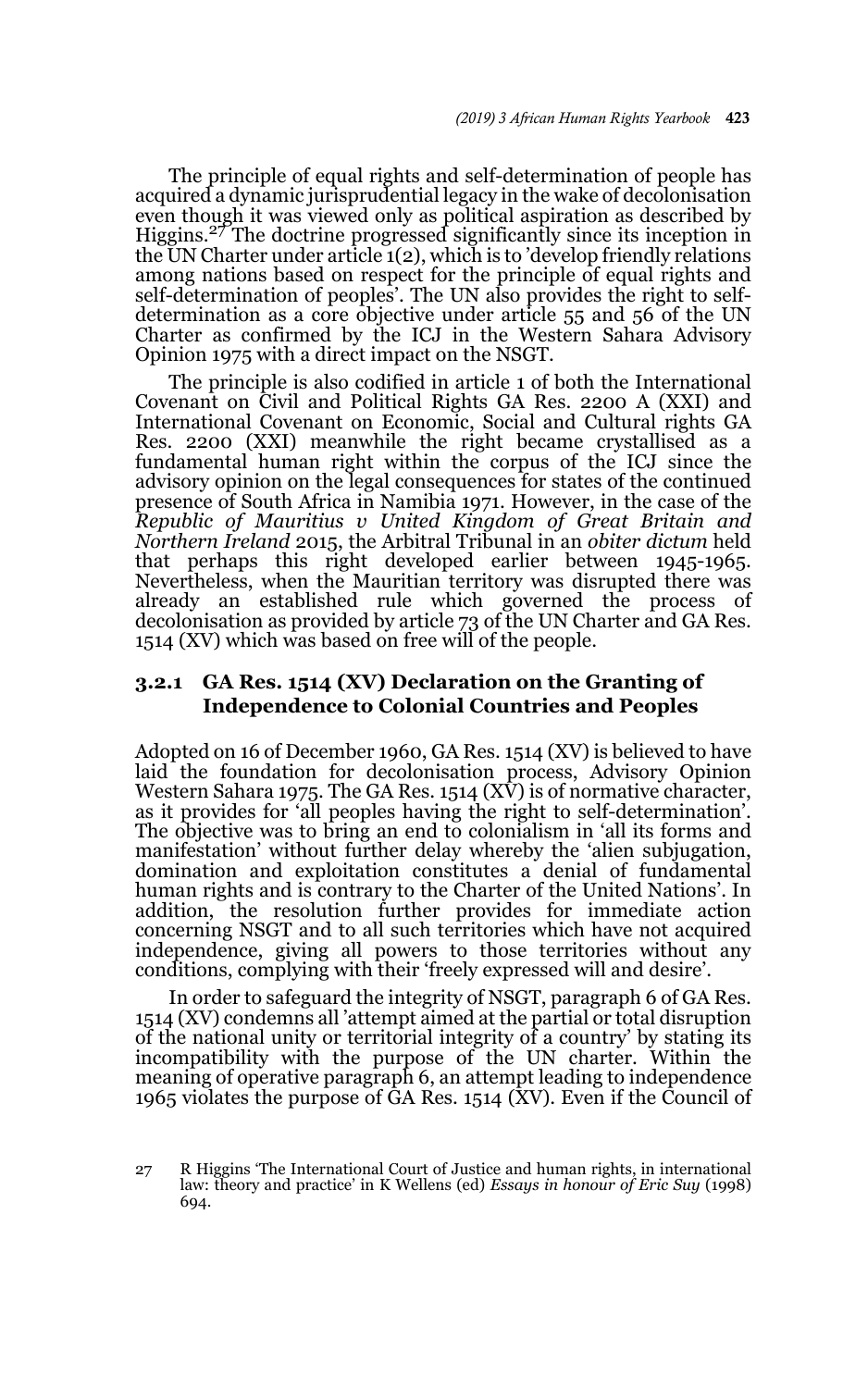The principle of equal rights and self-determination of people has acquired a dynamic jurisprudential legacy in the wake of decolonisation even though it was viewed only as political aspiration as described by Higgins.[27] The doctrine progressed significantly since its inception in the UN Charter under article 1(2), which is to 'develop friendly relations among nations based on respect for the principle of equal rights and self-determination of peoples'. The UN also provides the right to self-determination as a core objective under article 55 and 56 of the UN Charter as confirmed by the ICJ in the Western Sahara Advisory Opinion 1975 with a direct impact on the NSGT.

The principle is also codified in article 1 of both the International Covenant on Civil and Political Rights GA Res. 2200 A (XXI) and International Covenant on Economic, Social and Cultural rights GA Res. 2200 (XXI) meanwhile the right became crystallised as a fundamental human right within the corpus of the ICJ since the advisory opinion on the legal consequences for states of the continued presence of South Africa in Namibia 1971. However, in the case of the *Republic of Mauritius v United Kingdom of Great Britain and Northern Ireland* 2015, the Arbitral Tribunal in an *obiter dictum* held that perhaps this right developed earlier between 1945-1965. Nevertheless, when the Mauritian territory was disrupted there was already an established rule which governed the process of decolonisation as provided by article 73 of the UN Charter and GA Res. 1514 (XV) which was based on free will of the people.

### 3.2.1 GA Res. 1514 (XV) Declaration on the Granting of Independence to Colonial Countries and Peoples

Adopted on 16 of December 1960, GA Res. 1514 (XV) is believed to have laid the foundation for decolonisation process, Advisory Opinion Western Sahara 1975. The GA Res. 1514 (XV) is of normative character, as it provides for 'all peoples having the right to self-determination'. The objective was to bring an end to colonialism in 'all its forms and manifestation' without further delay whereby the 'alien subjugation, domination and exploitation constitutes a denial of fundamental human rights and is contrary to the Charter of the United Nations'. In addition, the resolution further provides for immediate action concerning NSGT and to all such territories which have not acquired independence, giving all powers to those territories without any conditions, complying with their 'freely expressed will and desire'.

In order to safeguard the integrity of NSGT, paragraph 6 of GA Res. 1514 (XV) condemns all 'attempt aimed at the partial or total disruption of the national unity or territorial integrity of a country' by stating its incompatibility with the purpose of the UN charter. Within the meaning of operative paragraph 6, an attempt leading to independence 1965 violates the purpose of GA Res. 1514 (XV). Even if the Council of

27 R Higgins 'The International Court of Justice and human rights, in international law: theory and practice' in K Wellens (ed) *Essays in honour of Eric Suy* (1998) 694.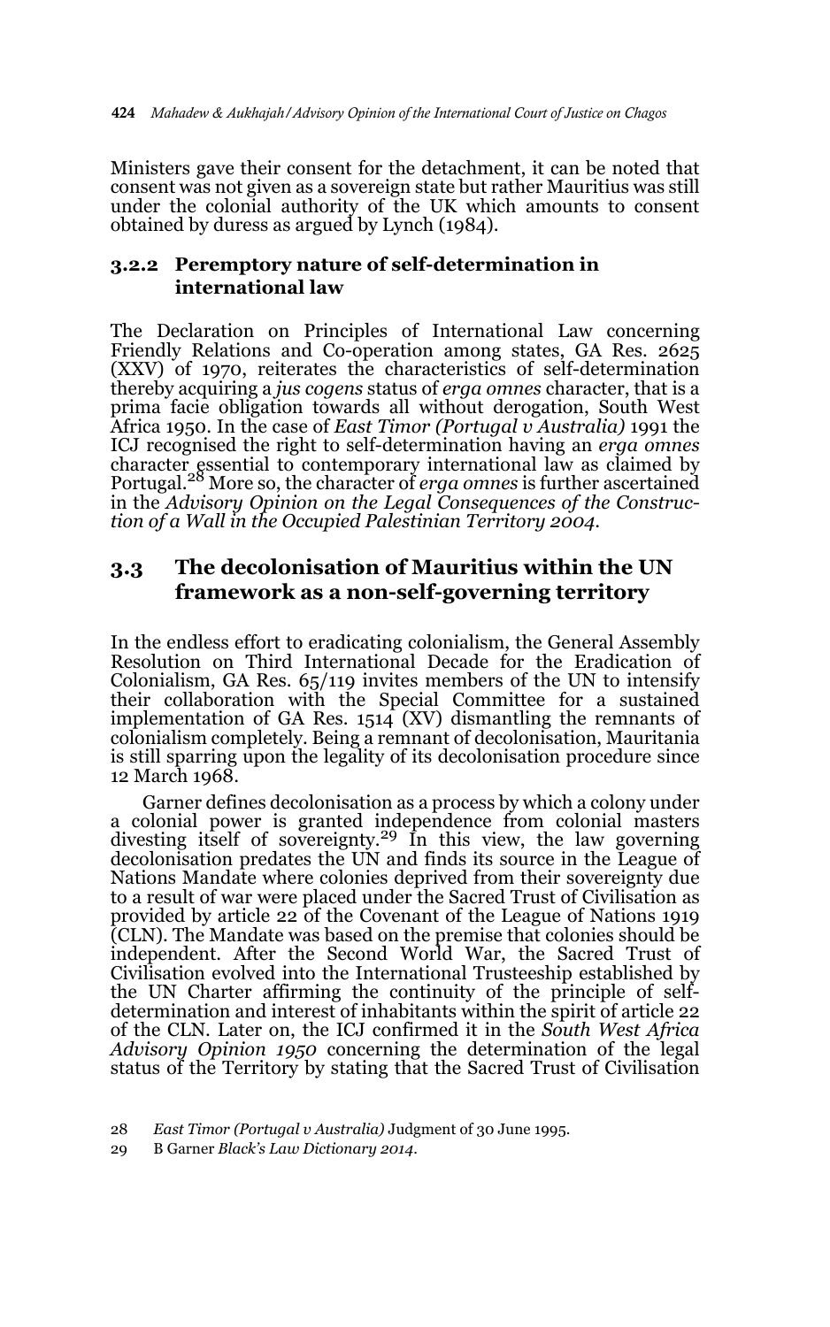Ministers gave their consent for the detachment, it can be noted that consent was not given as a sovereign state but rather Mauritius was still under the colonial authority of the UK which amounts to consent obtained by duress as argued by Lynch (1984).

### 3.2.2 Peremptory nature of self-determination in international law

The Declaration on Principles of International Law concerning Friendly Relations and Co-operation among states, GA Res. 2625 (XXV) of 1970, reiterates the characteristics of self-determination thereby acquiring a *jus cogens* status of *erga omnes* character, that is a prima facie obligation towards all without derogation, South West Africa 1950. In the case of *East Timor (Portugal v Australia)* 1991 the ICJ recognised the right to self-determination having an *erga omnes* character essential to contemporary international law as claimed by Portugal.[28] More so, the character of *erga omnes* is further ascertained in the *Advisory Opinion on the Legal Consequences of the Construction of a Wall in the Occupied Palestinian Territory 2004*.

## 3.3 The decolonisation of Mauritius within the UN framework as a non-self-governing territory

In the endless effort to eradicating colonialism, the General Assembly Resolution on Third International Decade for the Eradication of Colonialism, GA Res. 65/119 invites members of the UN to intensify their collaboration with the Special Committee for a sustained implementation of GA Res. 1514 (XV) dismantling the remnants of colonialism completely. Being a remnant of decolonisation, Mauritania is still sparring upon the legality of its decolonisation procedure since 12 March 1968.

Garner defines decolonisation as a process by which a colony under a colonial power is granted independence from colonial masters divesting itself of sovereignty.[29] In this view, the law governing decolonisation predates the UN and finds its source in the League of Nations Mandate where colonies deprived from their sovereignty due to a result of war were placed under the Sacred Trust of Civilisation as provided by article 22 of the Covenant of the League of Nations 1919 (CLN). The Mandate was based on the premise that colonies should be independent. After the Second World War, the Sacred Trust of Civilisation evolved into the International Trusteeship established by the UN Charter affirming the continuity of the principle of self-determination and interest of inhabitants within the spirit of article 22 of the CLN. Later on, the ICJ confirmed it in the *South West Africa Advisory Opinion 1950* concerning the determination of the legal status of the Territory by stating that the Sacred Trust of Civilisation

28 *East Timor (Portugal v Australia)* Judgment of 30 June 1995.

29 B Garner *Black's Law Dictionary 2014*.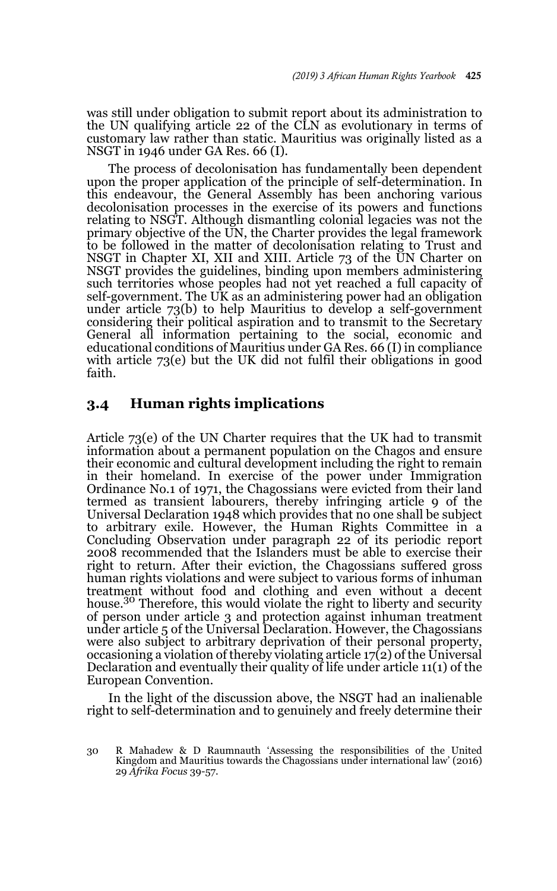was still under obligation to submit report about its administration to the UN qualifying article 22 of the CLN as evolutionary in terms of customary law rather than static. Mauritius was originally listed as a NSGT in 1946 under GA Res. 66 (I).

The process of decolonisation has fundamentally been dependent upon the proper application of the principle of self-determination. In this endeavour, the General Assembly has been anchoring various decolonisation processes in the exercise of its powers and functions relating to NSGT. Although dismantling colonial legacies was not the primary objective of the UN, the Charter provides the legal framework to be followed in the matter of decolonisation relating to Trust and NSGT in Chapter XI, XII and XIII. Article 73 of the UN Charter on NSGT provides the guidelines, binding upon members administering such territories whose peoples had not yet reached a full capacity of self-government. The UK as an administering power had an obligation under article 73(b) to help Mauritius to develop a self-government considering their political aspiration and to transmit to the Secretary General all information pertaining to the social, economic and educational conditions of Mauritius under GA Res. 66 (I) in compliance with article 73(e) but the UK did not fulfil their obligations in good faith.

## 3.4 Human rights implications

Article 73(e) of the UN Charter requires that the UK had to transmit information about a permanent population on the Chagos and ensure their economic and cultural development including the right to remain in their homeland. In exercise of the power under Immigration Ordinance No.1 of 1971, the Chagossians were evicted from their land termed as transient labourers, thereby infringing article 9 of the Universal Declaration 1948 which provides that no one shall be subject to arbitrary exile. However, the Human Rights Committee in a Concluding Observation under paragraph 22 of its periodic report 2008 recommended that the Islanders must be able to exercise their right to return. After their eviction, the Chagossians suffered gross human rights violations and were subject to various forms of inhuman treatment without food and clothing and even without a decent house.[30] Therefore, this would violate the right to liberty and security of person under article 3 and protection against inhuman treatment under article 5 of the Universal Declaration. However, the Chagossians were also subject to arbitrary deprivation of their personal property, occasioning a violation of thereby violating article 17(2) of the Universal Declaration and eventually their quality of life under article 11(1) of the European Convention.

In the light of the discussion above, the NSGT had an inalienable right to self-determination and to genuinely and freely determine their

30 R Mahadew & D Raumnauth 'Assessing the responsibilities of the United Kingdom and Mauritius towards the Chagossians under international law' (2016) 29 *Afrika Focus* 39-57.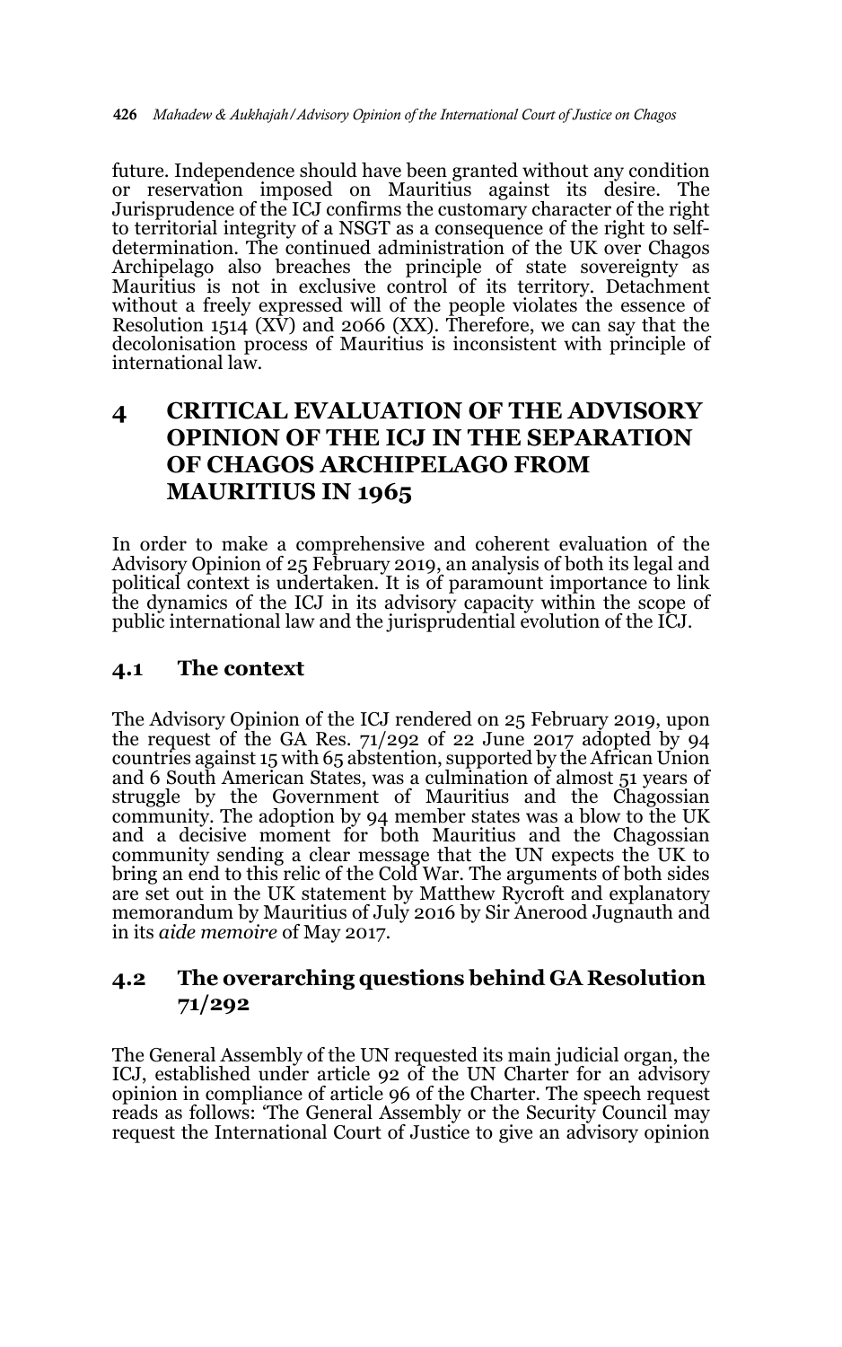future. Independence should have been granted without any condition or reservation imposed on Mauritius against its desire. The Jurisprudence of the ICJ confirms the customary character of the right to territorial integrity of a NSGT as a consequence of the right to self-determination. The continued administration of the UK over Chagos Archipelago also breaches the principle of state sovereignty as Mauritius is not in exclusive control of its territory. Detachment without a freely expressed will of the people violates the essence of Resolution 1514 (XV) and 2066 (XX). Therefore, we can say that the decolonisation process of Mauritius is inconsistent with principle of international law.

## 4 CRITICAL EVALUATION OF THE ADVISORY OPINION OF THE ICJ IN THE SEPARATION OF CHAGOS ARCHIPELAGO FROM MAURITIUS IN 1965

In order to make a comprehensive and coherent evaluation of the Advisory Opinion of 25 February 2019, an analysis of both its legal and political context is undertaken. It is of paramount importance to link the dynamics of the ICJ in its advisory capacity within the scope of public international law and the jurisprudential evolution of the ICJ.

### 4.1 The context

The Advisory Opinion of the ICJ rendered on 25 February 2019, upon the request of the GA Res. 71/292 of 22 June 2017 adopted by 94 countries against 15 with 65 abstention, supported by the African Union and 6 South American States, was a culmination of almost 51 years of struggle by the Government of Mauritius and the Chagossian community. The adoption by 94 member states was a blow to the UK and a decisive moment for both Mauritius and the Chagossian community sending a clear message that the UN expects the UK to bring an end to this relic of the Cold War. The arguments of both sides are set out in the UK statement by Matthew Rycroft and explanatory memorandum by Mauritius of July 2016 by Sir Anerood Jugnauth and in its *aide memoire* of May 2017.

### 4.2 The overarching questions behind GA Resolution 71/292

The General Assembly of the UN requested its main judicial organ, the ICJ, established under article 92 of the UN Charter for an advisory opinion in compliance of article 96 of the Charter. The speech request reads as follows: 'The General Assembly or the Security Council may request the International Court of Justice to give an advisory opinion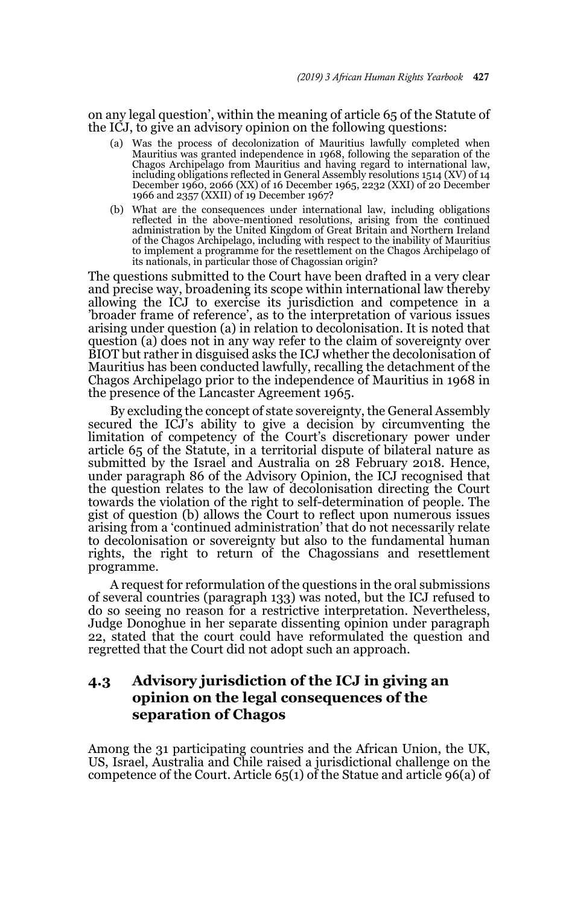on any legal question', within the meaning of article 65 of the Statute of the ICJ, to give an advisory opinion on the following questions:

> (a) Was the process of decolonization of Mauritius lawfully completed when Mauritius was granted independence in 1968, following the separation of the Chagos Archipelago from Mauritius and having regard to international law, including obligations reflected in General Assembly resolutions 1514 (XV) of 14 December 1960, 2066 (XX) of 16 December 1965, 2232 (XXI) of 20 December 1966 and 2357 (XXII) of 19 December 1967?
>
> (b) What are the consequences under international law, including obligations reflected in the above-mentioned resolutions, arising from the continued administration by the United Kingdom of Great Britain and Northern Ireland of the Chagos Archipelago, including with respect to the inability of Mauritius to implement a programme for the resettlement on the Chagos Archipelago of its nationals, in particular those of Chagossian origin?

The questions submitted to the Court have been drafted in a very clear and precise way, broadening its scope within international law thereby allowing the ICJ to exercise its jurisdiction and competence in a 'broader frame of reference', as to the interpretation of various issues arising under question (a) in relation to decolonisation. It is noted that question (a) does not in any way refer to the claim of sovereignty over BIOT but rather in disguised asks the ICJ whether the decolonisation of Mauritius has been conducted lawfully, recalling the detachment of the Chagos Archipelago prior to the independence of Mauritius in 1968 in the presence of the Lancaster Agreement 1965.

By excluding the concept of state sovereignty, the General Assembly secured the ICJ's ability to give a decision by circumventing the limitation of competency of the Court's discretionary power under article 65 of the Statute, in a territorial dispute of bilateral nature as submitted by the Israel and Australia on 28 February 2018. Hence, under paragraph 86 of the Advisory Opinion, the ICJ recognised that the question relates to the law of decolonisation directing the Court towards the violation of the right to self-determination of people. The gist of question (b) allows the Court to reflect upon numerous issues arising from a 'continued administration' that do not necessarily relate to decolonisation or sovereignty but also to the fundamental human rights, the right to return of the Chagossians and resettlement programme.

A request for reformulation of the questions in the oral submissions of several countries (paragraph 133) was noted, but the ICJ refused to do so seeing no reason for a restrictive interpretation. Nevertheless, Judge Donoghue in her separate dissenting opinion under paragraph 22, stated that the court could have reformulated the question and regretted that the Court did not adopt such an approach.

## 4.3 Advisory jurisdiction of the ICJ in giving an opinion on the legal consequences of the separation of Chagos

Among the 31 participating countries and the African Union, the UK, US, Israel, Australia and Chile raised a jurisdictional challenge on the competence of the Court. Article 65(1) of the Statue and article 96(a) of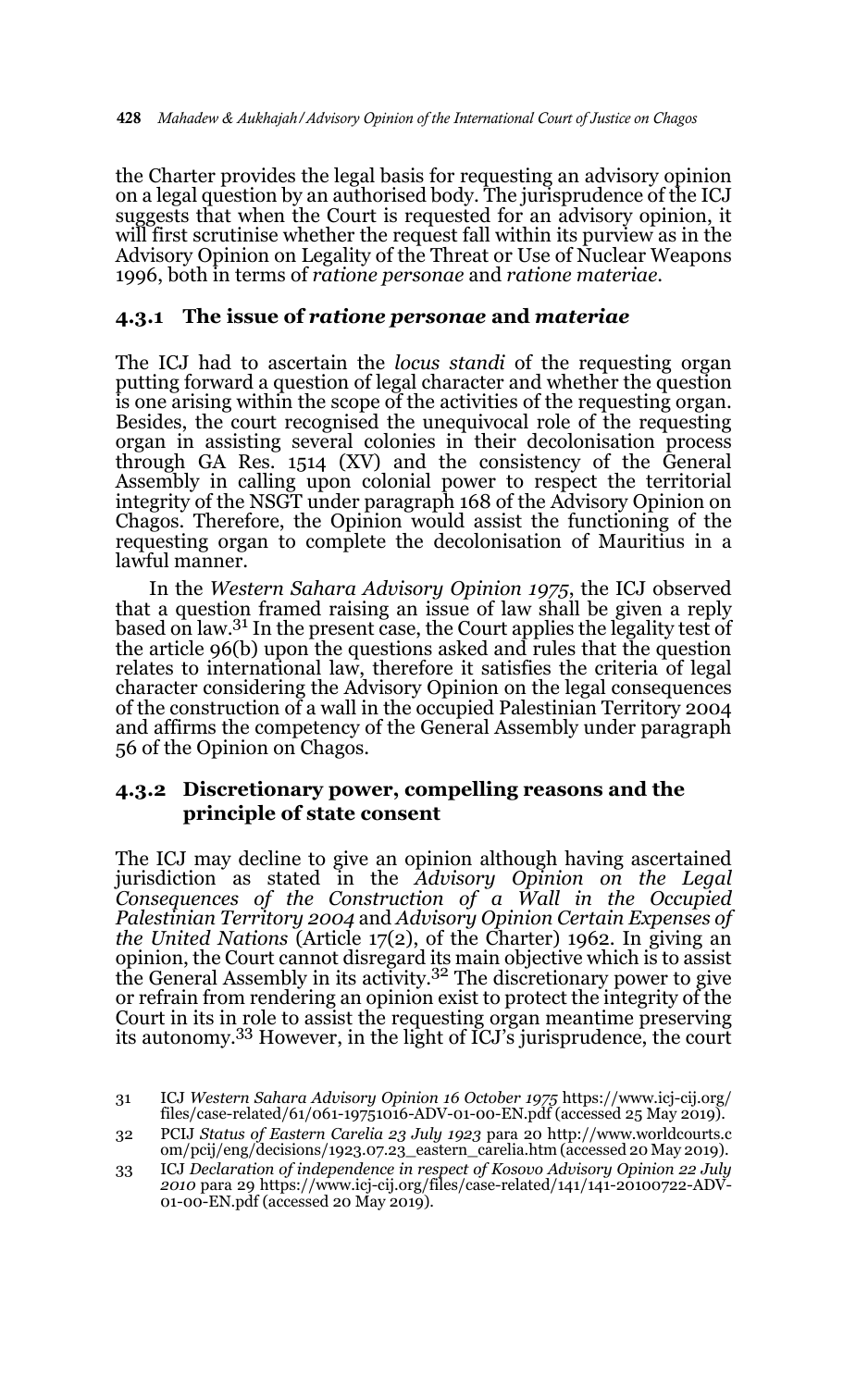the Charter provides the legal basis for requesting an advisory opinion on a legal question by an authorised body. The jurisprudence of the ICJ suggests that when the Court is requested for an advisory opinion, it will first scrutinise whether the request fall within its purview as in the Advisory Opinion on Legality of the Threat or Use of Nuclear Weapons 1996, both in terms of *ratione personae* and *ratione materiae*.

### 4.3.1 The issue of *ratione personae* and *materiae*

The ICJ had to ascertain the *locus standi* of the requesting organ putting forward a question of legal character and whether the question is one arising within the scope of the activities of the requesting organ. Besides, the court recognised the unequivocal role of the requesting organ in assisting several colonies in their decolonisation process through GA Res. 1514 (XV) and the consistency of the General Assembly in calling upon colonial power to respect the territorial integrity of the NSGT under paragraph 168 of the Advisory Opinion on Chagos. Therefore, the Opinion would assist the functioning of the requesting organ to complete the decolonisation of Mauritius in a lawful manner.

In the *Western Sahara Advisory Opinion 1975*, the ICJ observed that a question framed raising an issue of law shall be given a reply based on law.[31] In the present case, the Court applies the legality test of the article 96(b) upon the questions asked and rules that the question relates to international law, therefore it satisfies the criteria of legal character considering the Advisory Opinion on the legal consequences of the construction of a wall in the occupied Palestinian Territory 2004 and affirms the competency of the General Assembly under paragraph 56 of the Opinion on Chagos.

### 4.3.2 Discretionary power, compelling reasons and the principle of state consent

The ICJ may decline to give an opinion although having ascertained jurisdiction as stated in the *Advisory Opinion on the Legal Consequences of the Construction of a Wall in the Occupied Palestinian Territory 2004* and *Advisory Opinion Certain Expenses of the United Nations* (Article 17(2), of the Charter) 1962. In giving an opinion, the Court cannot disregard its main objective which is to assist the General Assembly in its activity.[32] The discretionary power to give or refrain from rendering an opinion exist to protect the integrity of the Court in its in role to assist the requesting organ meantime preserving its autonomy.[33] However, in the light of ICJ's jurisprudence, the court

31 ICJ *Western Sahara Advisory Opinion 16 October 1975* https://www.icj-cij.org/files/case-related/61/061-19751016-ADV-01-00-EN.pdf (accessed 25 May 2019).

32 PCIJ *Status of Eastern Carelia 23 July 1923* para 20 http://www.worldcourts.com/pcij/eng/decisions/1923.07.23_eastern_carelia.htm (accessed 20 May 2019).

33 ICJ *Declaration of independence in respect of Kosovo Advisory Opinion 22 July 2010* para 29 https://www.icj-cij.org/files/case-related/141/141-20100722-ADV-01-00-EN.pdf (accessed 20 May 2019).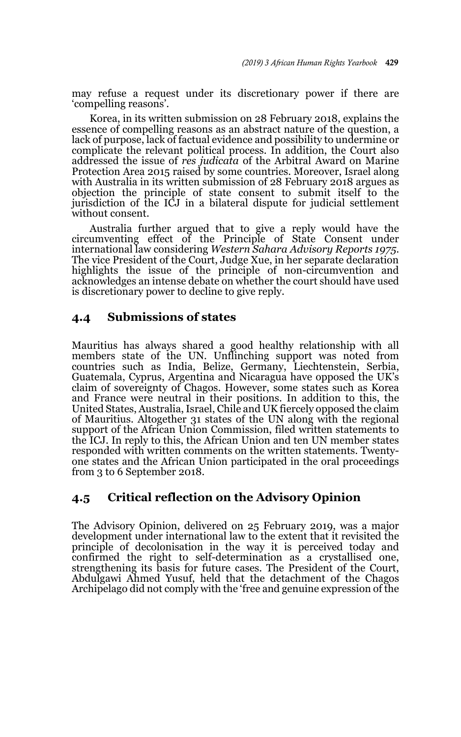may refuse a request under its discretionary power if there are 'compelling reasons'.

Korea, in its written submission on 28 February 2018, explains the essence of compelling reasons as an abstract nature of the question, a lack of purpose, lack of factual evidence and possibility to undermine or complicate the relevant political process. In addition, the Court also addressed the issue of *res judicata* of the Arbitral Award on Marine Protection Area 2015 raised by some countries. Moreover, Israel along with Australia in its written submission of 28 February 2018 argues as objection the principle of state consent to submit itself to the jurisdiction of the ICJ in a bilateral dispute for judicial settlement without consent.

Australia further argued that to give a reply would have the circumventing effect of the Principle of State Consent under international law considering *Western Sahara Advisory Reports 1975*. The vice President of the Court, Judge Xue, in her separate declaration highlights the issue of the principle of non-circumvention and acknowledges an intense debate on whether the court should have used is discretionary power to decline to give reply.

## 4.4 Submissions of states

Mauritius has always shared a good healthy relationship with all members state of the UN. Unflinching support was noted from countries such as India, Belize, Germany, Liechtenstein, Serbia, Guatemala, Cyprus, Argentina and Nicaragua have opposed the UK's claim of sovereignty of Chagos. However, some states such as Korea and France were neutral in their positions. In addition to this, the United States, Australia, Israel, Chile and UK fiercely opposed the claim of Mauritius. Altogether 31 states of the UN along with the regional support of the African Union Commission, filed written statements to the ICJ. In reply to this, the African Union and ten UN member states responded with written comments on the written statements. Twenty-one states and the African Union participated in the oral proceedings from 3 to 6 September 2018.

## 4.5 Critical reflection on the Advisory Opinion

The Advisory Opinion, delivered on 25 February 2019, was a major development under international law to the extent that it revisited the principle of decolonisation in the way it is perceived today and confirmed the right to self-determination as a crystallised one, strengthening its basis for future cases. The President of the Court, Abdulgawi Ahmed Yusuf, held that the detachment of the Chagos Archipelago did not comply with the 'free and genuine expression of the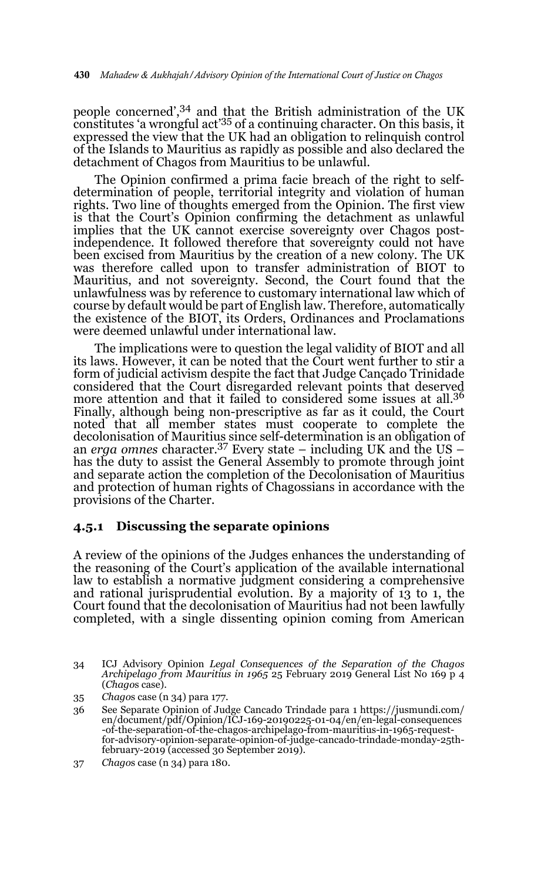people concerned',[34] and that the British administration of the UK constitutes 'a wrongful act'[35] of a continuing character. On this basis, it expressed the view that the UK had an obligation to relinquish control of the Islands to Mauritius as rapidly as possible and also declared the detachment of Chagos from Mauritius to be unlawful.

The Opinion confirmed a prima facie breach of the right to self-determination of people, territorial integrity and violation of human rights. Two line of thoughts emerged from the Opinion. The first view is that the Court's Opinion confirming the detachment as unlawful implies that the UK cannot exercise sovereignty over Chagos post-independence. It followed therefore that sovereignty could not have been excised from Mauritius by the creation of a new colony. The UK was therefore called upon to transfer administration of BIOT to Mauritius, and not sovereignty. Second, the Court found that the unlawfulness was by reference to customary international law which of course by default would be part of English law. Therefore, automatically the existence of the BIOT, its Orders, Ordinances and Proclamations were deemed unlawful under international law.

The implications were to question the legal validity of BIOT and all its laws. However, it can be noted that the Court went further to stir a form of judicial activism despite the fact that Judge Cançado Trinidade considered that the Court disregarded relevant points that deserved more attention and that it failed to considered some issues at all.[36] Finally, although being non-prescriptive as far as it could, the Court noted that all member states must cooperate to complete the decolonisation of Mauritius since self-determination is an obligation of an *erga omnes* character.[37] Every state – including UK and the US – has the duty to assist the General Assembly to promote through joint and separate action the completion of the Decolonisation of Mauritius and protection of human rights of Chagossians in accordance with the provisions of the Charter.

### 4.5.1 Discussing the separate opinions

A review of the opinions of the Judges enhances the understanding of the reasoning of the Court's application of the available international law to establish a normative judgment considering a comprehensive and rational jurisprudential evolution. By a majority of 13 to 1, the Court found that the decolonisation of Mauritius had not been lawfully completed, with a single dissenting opinion coming from American

---

34 ICJ Advisory Opinion *Legal Consequences of the Separation of the Chagos Archipelago from Mauritius in 1965* 25 February 2019 General List No 169 p 4 (*Chagos* case).

35 *Chagos* case (n 34) para 177.

36 See Separate Opinion of Judge Cancado Trindade para 1 https://jusmundi.com/en/document/pdf/Opinion/ICJ-169-20190225-01-04/en/en-legal-consequences-of-the-separation-of-the-chagos-archipelago-from-mauritius-in-1965-request-for-advisory-opinion-separate-opinion-of-judge-cancado-trindade-monday-25th-february-2019 (accessed 30 September 2019).

37 *Chagos* case (n 34) para 180.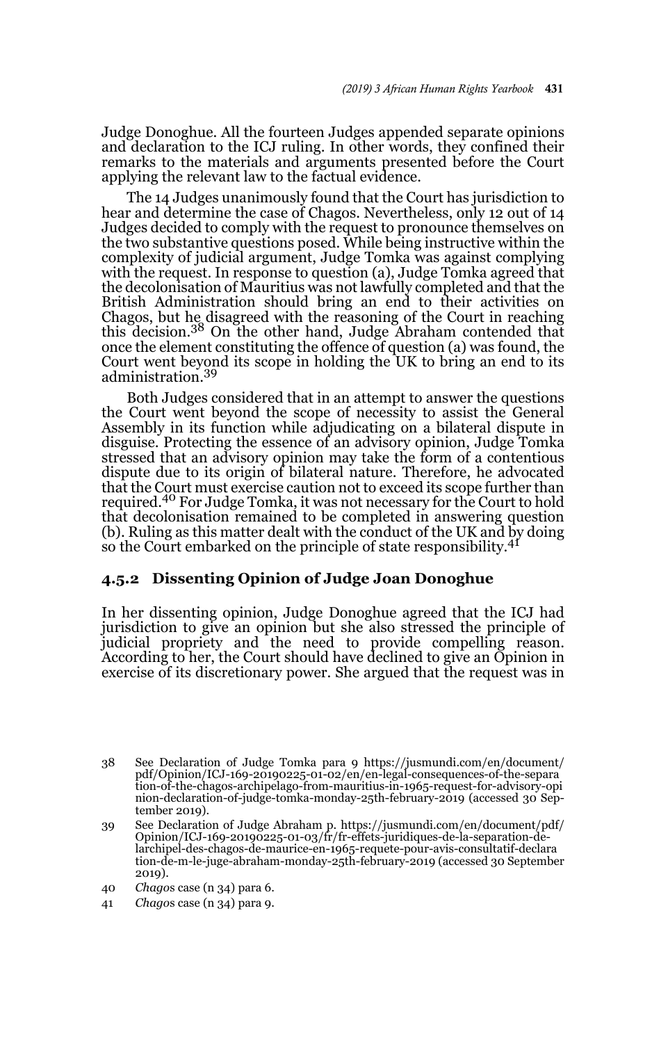Judge Donoghue. All the fourteen Judges appended separate opinions and declaration to the ICJ ruling. In other words, they confined their remarks to the materials and arguments presented before the Court applying the relevant law to the factual evidence.

The 14 Judges unanimously found that the Court has jurisdiction to hear and determine the case of Chagos. Nevertheless, only 12 out of 14 Judges decided to comply with the request to pronounce themselves on the two substantive questions posed. While being instructive within the complexity of judicial argument, Judge Tomka was against complying with the request. In response to question (a), Judge Tomka agreed that the decolonisation of Mauritius was not lawfully completed and that the British Administration should bring an end to their activities on Chagos, but he disagreed with the reasoning of the Court in reaching this decision.[38] On the other hand, Judge Abraham contended that once the element constituting the offence of question (a) was found, the Court went beyond its scope in holding the UK to bring an end to its administration.[39]

Both Judges considered that in an attempt to answer the questions the Court went beyond the scope of necessity to assist the General Assembly in its function while adjudicating on a bilateral dispute in disguise. Protecting the essence of an advisory opinion, Judge Tomka stressed that an advisory opinion may take the form of a contentious dispute due to its origin of bilateral nature. Therefore, he advocated that the Court must exercise caution not to exceed its scope further than required.[40] For Judge Tomka, it was not necessary for the Court to hold that decolonisation remained to be completed in answering question (b). Ruling as this matter dealt with the conduct of the UK and by doing so the Court embarked on the principle of state responsibility.[41]

### 4.5.2 Dissenting Opinion of Judge Joan Donoghue

In her dissenting opinion, Judge Donoghue agreed that the ICJ had jurisdiction to give an opinion but she also stressed the principle of judicial propriety and the need to provide compelling reason. According to her, the Court should have declined to give an Opinion in exercise of its discretionary power. She argued that the request was in

---

38 See Declaration of Judge Tomka para 9 https://jusmundi.com/en/document/pdf/Opinion/ICJ-169-20190225-01-02/en/en-legal-consequences-of-the-separation-of-the-chagos-archipelago-from-mauritius-in-1965-request-for-advisory-opinion-declaration-of-judge-tomka-monday-25th-february-2019 (accessed 30 September 2019).

39 See Declaration of Judge Abraham p. https://jusmundi.com/en/document/pdf/Opinion/ICJ-169-20190225-01-03/fr/fr-effets-juridiques-de-la-separation-de-larchipel-des-chagos-de-maurice-en-1965-requete-pour-avis-consultatif-declaration-de-m-le-juge-abraham-monday-25th-february-2019 (accessed 30 September 2019).

40 *Chagos* case (n 34) para 6.

41 *Chagos* case (n 34) para 9.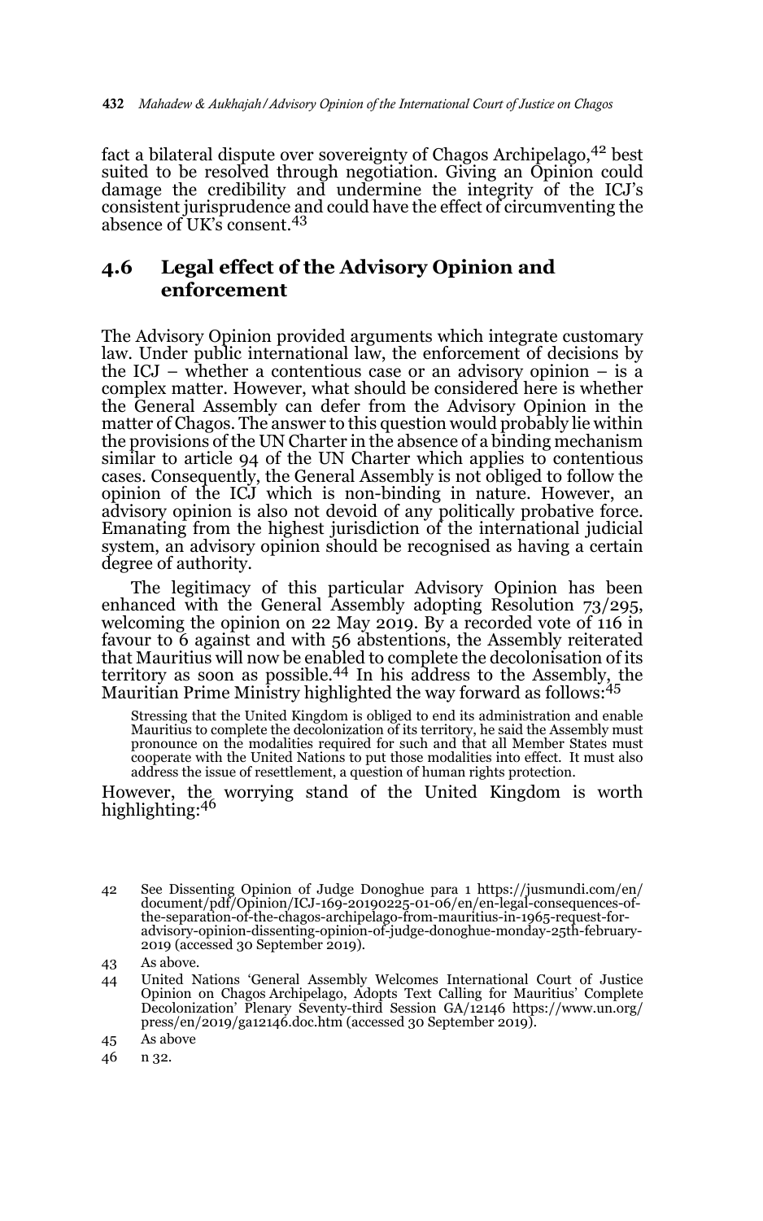fact a bilateral dispute over sovereignty of Chagos Archipelago,[42] best suited to be resolved through negotiation. Giving an Opinion could damage the credibility and undermine the integrity of the ICJ's consistent jurisprudence and could have the effect of circumventing the absence of UK's consent.[43]

## 4.6 Legal effect of the Advisory Opinion and enforcement

The Advisory Opinion provided arguments which integrate customary law. Under public international law, the enforcement of decisions by the ICJ – whether a contentious case or an advisory opinion – is a complex matter. However, what should be considered here is whether the General Assembly can defer from the Advisory Opinion in the matter of Chagos. The answer to this question would probably lie within the provisions of the UN Charter in the absence of a binding mechanism similar to article 94 of the UN Charter which applies to contentious cases. Consequently, the General Assembly is not obliged to follow the opinion of the ICJ which is non-binding in nature. However, an advisory opinion is also not devoid of any politically probative force. Emanating from the highest jurisdiction of the international judicial system, an advisory opinion should be recognised as having a certain degree of authority.

The legitimacy of this particular Advisory Opinion has been enhanced with the General Assembly adopting Resolution 73/295, welcoming the opinion on 22 May 2019. By a recorded vote of 116 in favour to 6 against and with 56 abstentions, the Assembly reiterated that Mauritius will now be enabled to complete the decolonisation of its territory as soon as possible.[44] In his address to the Assembly, the Mauritian Prime Ministry highlighted the way forward as follows:[45]

> Stressing that the United Kingdom is obliged to end its administration and enable Mauritius to complete the decolonization of its territory, he said the Assembly must pronounce on the modalities required for such and that all Member States must cooperate with the United Nations to put those modalities into effect. It must also address the issue of resettlement, a question of human rights protection.

However, the worrying stand of the United Kingdom is worth highlighting:[46]

---

42 See Dissenting Opinion of Judge Donoghue para 1 https://jusmundi.com/en/document/pdf/Opinion/ICJ-169-20190225-01-06/en/en-legal-consequences-of-the-separation-of-the-chagos-archipelago-from-mauritius-in-1965-request-for-advisory-opinion-dissenting-opinion-of-judge-donoghue-monday-25th-february-2019 (accessed 30 September 2019).

43 As above.

44 United Nations 'General Assembly Welcomes International Court of Justice Opinion on Chagos Archipelago, Adopts Text Calling for Mauritius' Complete Decolonization' Plenary Seventy-third Session GA/12146 https://www.un.org/press/en/2019/ga12146.doc.htm (accessed 30 September 2019).

45 As above

46 n 32.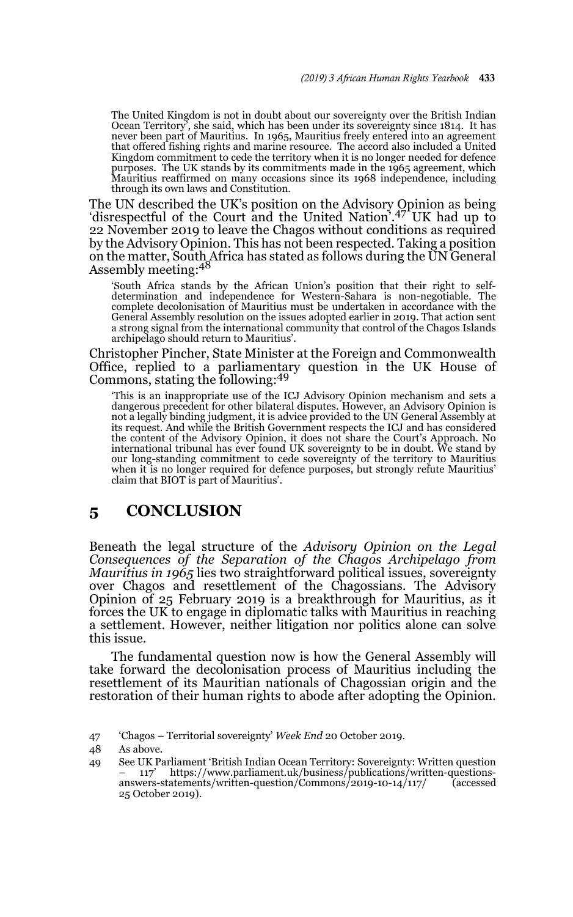> The United Kingdom is not in doubt about our sovereignty over the British Indian Ocean Territory', she said, which has been under its sovereignty since 1814. It has never been part of Mauritius. In 1965, Mauritius freely entered into an agreement that offered fishing rights and marine resource. The accord also included a United Kingdom commitment to cede the territory when it is no longer needed for defence purposes. The UK stands by its commitments made in the 1965 agreement, which Mauritius reaffirmed on many occasions since its 1968 independence, including through its own laws and Constitution.

The UN described the UK's position on the Advisory Opinion as being 'disrespectful of the Court and the United Nation'.[47] UK had up to 22 November 2019 to leave the Chagos without conditions as required by the Advisory Opinion. This has not been respected. Taking a position on the matter, South Africa has stated as follows during the UN General Assembly meeting:[48]

> 'South Africa stands by the African Union's position that their right to self-determination and independence for Western-Sahara is non-negotiable. The complete decolonisation of Mauritius must be undertaken in accordance with the General Assembly resolution on the issues adopted earlier in 2019. That action sent a strong signal from the international community that control of the Chagos Islands archipelago should return to Mauritius'.

Christopher Pincher, State Minister at the Foreign and Commonwealth Office, replied to a parliamentary question in the UK House of Commons, stating the following:[49]

> 'This is an inappropriate use of the ICJ Advisory Opinion mechanism and sets a dangerous precedent for other bilateral disputes. However, an Advisory Opinion is not a legally binding judgment, it is advice provided to the UN General Assembly at its request. And while the British Government respects the ICJ and has considered the content of the Advisory Opinion, it does not share the Court's Approach. No international tribunal has ever found UK sovereignty to be in doubt. We stand by our long-standing commitment to cede sovereignty of the territory to Mauritius when it is no longer required for defence purposes, but strongly refute Mauritius' claim that BIOT is part of Mauritius'.

## 5 CONCLUSION

Beneath the legal structure of the *Advisory Opinion on the Legal Consequences of the Separation of the Chagos Archipelago from Mauritius in 1965* lies two straightforward political issues, sovereignty over Chagos and resettlement of the Chagossians. The Advisory Opinion of 25 February 2019 is a breakthrough for Mauritius, as it forces the UK to engage in diplomatic talks with Mauritius in reaching a settlement. However, neither litigation nor politics alone can solve this issue.

The fundamental question now is how the General Assembly will take forward the decolonisation process of Mauritius including the resettlement of its Mauritian nationals of Chagossian origin and the restoration of their human rights to abode after adopting the Opinion.

---

47 'Chagos – Territorial sovereignty' *Week End* 20 October 2019.

48 As above.

49 See UK Parliament 'British Indian Ocean Territory: Sovereignty: Written question – 117' https://www.parliament.uk/business/publications/written-questions-answers-statements/written-question/Commons/2019-10-14/117/ (accessed 25 October 2019).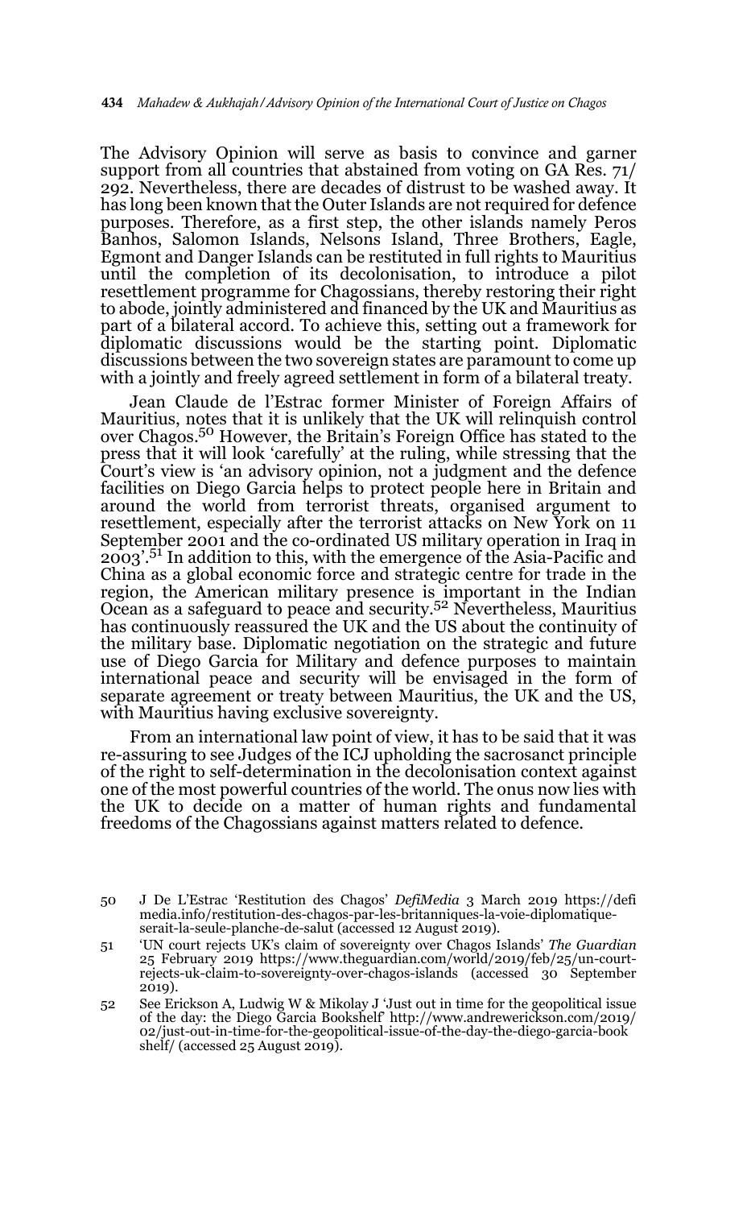The Advisory Opinion will serve as basis to convince and garner support from all countries that abstained from voting on GA Res. 71/292. Nevertheless, there are decades of distrust to be washed away. It has long been known that the Outer Islands are not required for defence purposes. Therefore, as a first step, the other islands namely Peros Banhos, Salomon Islands, Nelsons Island, Three Brothers, Eagle, Egmont and Danger Islands can be restituted in full rights to Mauritius until the completion of its decolonisation, to introduce a pilot resettlement programme for Chagossians, thereby restoring their right to abode, jointly administered and financed by the UK and Mauritius as part of a bilateral accord. To achieve this, setting out a framework for diplomatic discussions would be the starting point. Diplomatic discussions between the two sovereign states are paramount to come up with a jointly and freely agreed settlement in form of a bilateral treaty.

Jean Claude de l'Estrac former Minister of Foreign Affairs of Mauritius, notes that it is unlikely that the UK will relinquish control over Chagos.[50] However, the Britain's Foreign Office has stated to the press that it will look 'carefully' at the ruling, while stressing that the Court's view is 'an advisory opinion, not a judgment and the defence facilities on Diego Garcia helps to protect people here in Britain and around the world from terrorist threats, organised argument to resettlement, especially after the terrorist attacks on New York on 11 September 2001 and the co-ordinated US military operation in Iraq in 2003'.[51] In addition to this, with the emergence of the Asia-Pacific and China as a global economic force and strategic centre for trade in the region, the American military presence is important in the Indian Ocean as a safeguard to peace and security.[52] Nevertheless, Mauritius has continuously reassured the UK and the US about the continuity of the military base. Diplomatic negotiation on the strategic and future use of Diego Garcia for Military and defence purposes to maintain international peace and security will be envisaged in the form of separate agreement or treaty between Mauritius, the UK and the US, with Mauritius having exclusive sovereignty.

From an international law point of view, it has to be said that it was re-assuring to see Judges of the ICJ upholding the sacrosanct principle of the right to self-determination in the decolonisation context against one of the most powerful countries of the world. The onus now lies with the UK to decide on a matter of human rights and fundamental freedoms of the Chagossians against matters related to defence.

50 J De L'Estrac 'Restitution des Chagos' *DefiMedia* 3 March 2019 https://defimedia.info/restitution-des-chagos-par-les-britanniques-la-voie-diplomatique-serait-la-seule-planche-de-salut (accessed 12 August 2019).

51 'UN court rejects UK's claim of sovereignty over Chagos Islands' *The Guardian* 25 February 2019 https://www.theguardian.com/world/2019/feb/25/un-court-rejects-uk-claim-to-sovereignty-over-chagos-islands (accessed 30 September 2019).

52 See Erickson A, Ludwig W & Mikolay J 'Just out in time for the geopolitical issue of the day: the Diego Garcia Bookshelf' http://www.andrewerickson.com/2019/02/just-out-in-time-for-the-geopolitical-issue-of-the-day-the-diego-garcia-bookshelf/ (accessed 25 August 2019).